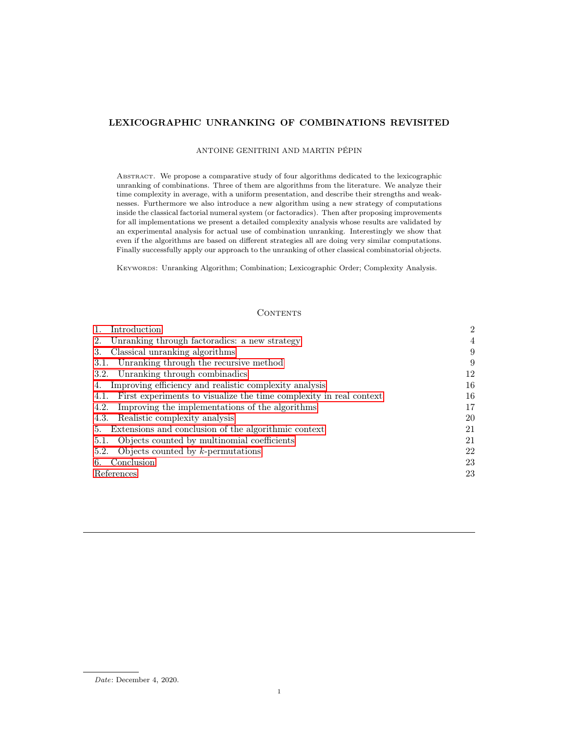# LEXICOGRAPHIC UNRANKING OF COMBINATIONS REVISITED

ANTOINE GENITRINI AND MARTIN PÉPIN

Abstract. We propose a comparative study of four algorithms dedicated to the lexicographic unranking of combinations. Three of them are algorithms from the literature. We analyze their time complexity in average, with a uniform presentation, and describe their strengths and weaknesses. Furthermore we also introduce a new algorithm using a new strategy of computations inside the classical factorial numeral system (or factoradics). Then after proposing improvements for all implementations we present a detailed complexity analysis whose results are validated by an experimental analysis for actual use of combination unranking. Interestingly we show that even if the algorithms are based on different strategies all are doing very similar computations. Finally successfully apply our approach to the unranking of other classical combinatorial objects.

Keywords: Unranking Algorithm; Combination; Lexicographic Order; Complexity Analysis.

## Contents

| | |
|---|---|
| 1. Introduction | 2 |
| 2. Unranking through factoradics: a new strategy | 4 |
| 3. Classical unranking algorithms | 9 |
| 3.1. Unranking through the recursive method | 9 |
| 3.2. Unranking through combinadics | 12 |
| 4. Improving efficiency and realistic complexity analysis | 16 |
| 4.1. First experiments to visualize the time complexity in real context | 16 |
| 4.2. Improving the implementations of the algorithms | 17 |
| 4.3. Realistic complexity analysis | 20 |
| 5. Extensions and conclusion of the algorithmic context | 21 |
| 5.1. Objects counted by multinomial coefficients | 21 |
| 5.2. Objects counted by $k$-permutations | 22 |
| 6. Conclusion | 23 |
| References | 23 |

*Date*: December 4, 2020.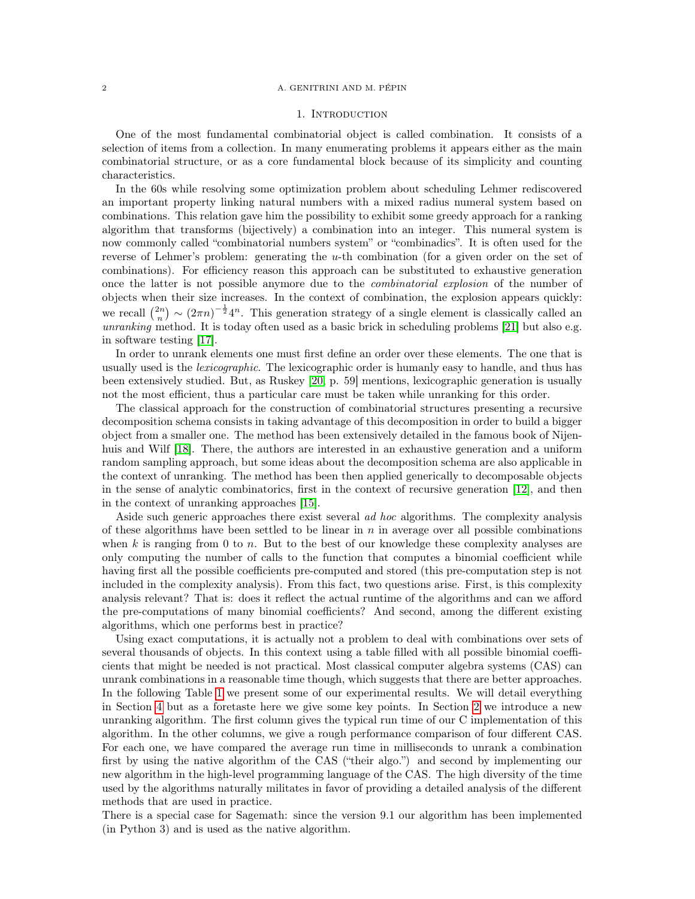## 1. Introduction

One of the most fundamental combinatorial object is called combination. It consists of a selection of items from a collection. In many enumerating problems it appears either as the main combinatorial structure, or as a core fundamental block because of its simplicity and counting characteristics.

In the 60s while resolving some optimization problem about scheduling Lehmer rediscovered an important property linking natural numbers with a mixed radius numeral system based on combinations. This relation gave him the possibility to exhibit some greedy approach for a ranking algorithm that transforms (bijectively) a combination into an integer. This numeral system is now commonly called "combinatorial numbers system" or "combinadics". It is often used for the reverse of Lehmer's problem: generating the $u$-th combination (for a given order on the set of combinations). For efficiency reason this approach can be substituted to exhaustive generation once the latter is not possible anymore due to the *combinatorial explosion* of the number of objects when their size increases. In the context of combination, the explosion appears quickly: we recall $\binom{2n}{n} \sim (2\pi n)^{-\frac{1}{2}} 4^n$. This generation strategy of a single element is classically called an *unranking* method. It is today often used as a basic brick in scheduling problems [21] but also e.g. in software testing [17].

In order to unrank elements one must first define an order over these elements. The one that is usually used is the *lexicographic*. The lexicographic order is humanly easy to handle, and thus has been extensively studied. But, as Ruskey [20, p. 59] mentions, lexicographic generation is usually not the most efficient, thus a particular care must be taken while unranking for this order.

The classical approach for the construction of combinatorial structures presenting a recursive decomposition schema consists in taking advantage of this decomposition in order to build a bigger object from a smaller one. The method has been extensively detailed in the famous book of Nijenhuis and Wilf [18]. There, the authors are interested in an exhaustive generation and a uniform random sampling approach, but some ideas about the decomposition schema are also applicable in the context of unranking. The method has been then applied generically to decomposable objects in the sense of analytic combinatorics, first in the context of recursive generation [12], and then in the context of unranking approaches [15].

Aside such generic approaches there exist several *ad hoc* algorithms. The complexity analysis of these algorithms have been settled to be linear in $n$ in average over all possible combinations when $k$ is ranging from 0 to $n$. But to the best of our knowledge these complexity analyses are only computing the number of calls to the function that computes a binomial coefficient while having first all the possible coefficients pre-computed and stored (this pre-computation step is not included in the complexity analysis). From this fact, two questions arise. First, is this complexity analysis relevant? That is: does it reflect the actual runtime of the algorithms and can we afford the pre-computations of many binomial coefficients? And second, among the different existing algorithms, which one performs best in practice?

Using exact computations, it is actually not a problem to deal with combinations over sets of several thousands of objects. In this context using a table filled with all possible binomial coefficients that might be needed is not practical. Most classical computer algebra systems (CAS) can unrank combinations in a reasonable time though, which suggests that there are better approaches. In the following Table 1 we present some of our experimental results. We will detail everything in Section 4 but as a foretaste here we give some key points. In Section 2 we introduce a new unranking algorithm. The first column gives the typical run time of our C implementation of this algorithm. In the other columns, we give a rough performance comparison of four different CAS. For each one, we have compared the average run time in milliseconds to unrank a combination first by using the native algorithm of the CAS ("their algo.") and second by implementing our new algorithm in the high-level programming language of the CAS. The high diversity of the time used by the algorithms naturally militates in favor of providing a detailed analysis of the different methods that are used in practice.

There is a special case for Sagemath: since the version 9.1 our algorithm has been implemented (in Python 3) and is used as the native algorithm.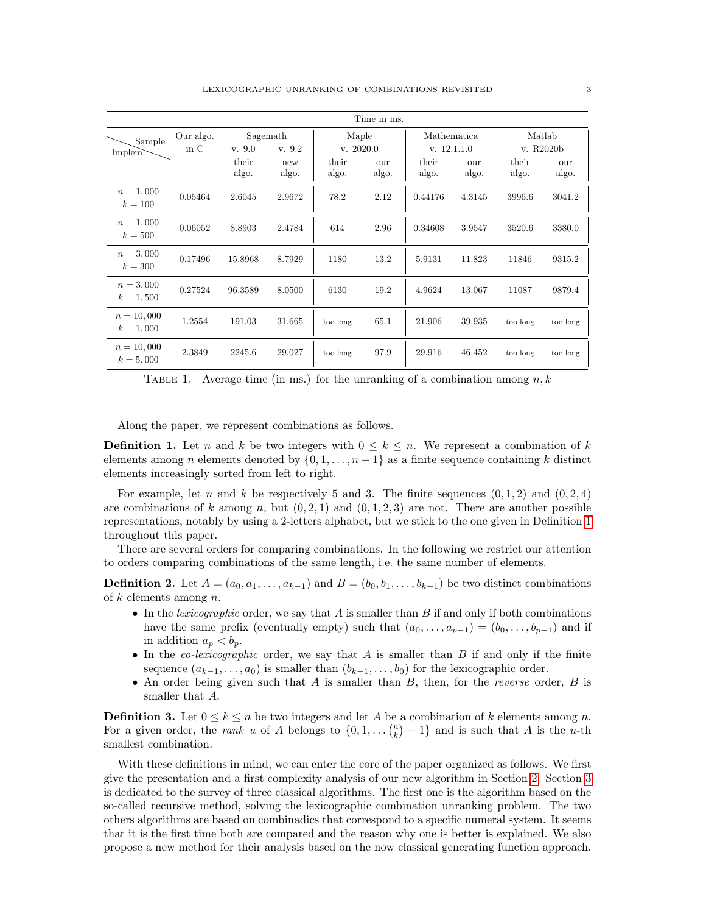| Sample \ Implem. | Our algo. in C | Sagemath v. 9.0 their algo. | Sagemath v. 9.2 new algo. | Maple v. 2020.0 their algo. | Maple v. 2020.0 our algo. | Mathematica v. 12.1.1.0 their algo. | Mathematica v. 12.1.1.0 our algo. | Matlab v. R2020b their algo. | Matlab v. R2020b our algo. |
|---|---|---|---|---|---|---|---|---|---|
| $n = 1,000$ $k = 100$ | 0.05464 | 2.6045 | 2.9672 | 78.2 | 2.12 | 0.44176 | 4.3145 | 3996.6 | 3041.2 |
| $n = 1,000$ $k = 500$ | 0.06052 | 8.8903 | 2.4784 | 614 | 2.96 | 0.34608 | 3.9547 | 3520.6 | 3380.0 |
| $n = 3,000$ $k = 300$ | 0.17496 | 15.8968 | 8.7929 | 1180 | 13.2 | 5.9131 | 11.823 | 11846 | 9315.2 |
| $n = 3,000$ $k = 1,500$ | 0.27524 | 96.3589 | 8.0500 | 6130 | 19.2 | 4.9624 | 13.067 | 11087 | 9879.4 |
| $n = 10,000$ $k = 1,000$ | 1.2554 | 191.03 | 31.665 | too long | 65.1 | 21.906 | 39.935 | too long | too long |
| $n = 10,000$ $k = 5,000$ | 2.3849 | 2245.6 | 29.027 | too long | 97.9 | 29.916 | 46.452 | too long | too long |

Time in ms.

TABLE 1. Average time (in ms.) for the unranking of a combination among $n, k$

Along the paper, we represent combinations as follows.

**Definition 1.** Let $n$ and $k$ be two integers with $0 \leq k \leq n$. We represent a combination of $k$ elements among $n$ elements denoted by $\{0, 1, \dots, n-1\}$ as a finite sequence containing $k$ distinct elements increasingly sorted from left to right.

For example, let $n$ and $k$ be respectively 5 and 3. The finite sequences $(0, 1, 2)$ and $(0, 2, 4)$ are combinations of $k$ among $n$, but $(0, 2, 1)$ and $(0, 1, 2, 3)$ are not. There are another possible representations, notably by using a 2-letters alphabet, but we stick to the one given in Definition 1 throughout this paper.

There are several orders for comparing combinations. In the following we restrict our attention to orders comparing combinations of the same length, i.e. the same number of elements.

**Definition 2.** Let $A = (a_0, a_1, \dots, a_{k-1})$ and $B = (b_0, b_1, \dots, b_{k-1})$ be two distinct combinations of $k$ elements among $n$.

- In the *lexicographic* order, we say that $A$ is smaller than $B$ if and only if both combinations have the same prefix (eventually empty) such that $(a_0, \dots, a_{p-1}) = (b_0, \dots, b_{p-1})$ and if in addition $a_p < b_p$.
- In the *co-lexicographic* order, we say that $A$ is smaller than $B$ if and only if the finite sequence $(a_{k-1}, \dots, a_0)$ is smaller than $(b_{k-1}, \dots, b_0)$ for the lexicographic order.
- An order being given such that $A$ is smaller than $B$, then, for the *reverse* order, $B$ is smaller that $A$.

**Definition 3.** Let $0 \leq k \leq n$ be two integers and let $A$ be a combination of $k$ elements among $n$. For a given order, the *rank* $u$ of $A$ belongs to $\{0, 1, \dots \binom{n}{k} - 1\}$ and is such that $A$ is the $u$-th smallest combination.

With these definitions in mind, we can enter the core of the paper organized as follows. We first give the presentation and a first complexity analysis of our new algorithm in Section 2. Section 3 is dedicated to the survey of three classical algorithms. The first one is the algorithm based on the so-called recursive method, solving the lexicographic combination unranking problem. The two others algorithms are based on combinadics that correspond to a specific numeral system. It seems that it is the first time both are compared and the reason why one is better is explained. We also propose a new method for their analysis based on the now classical generating function approach.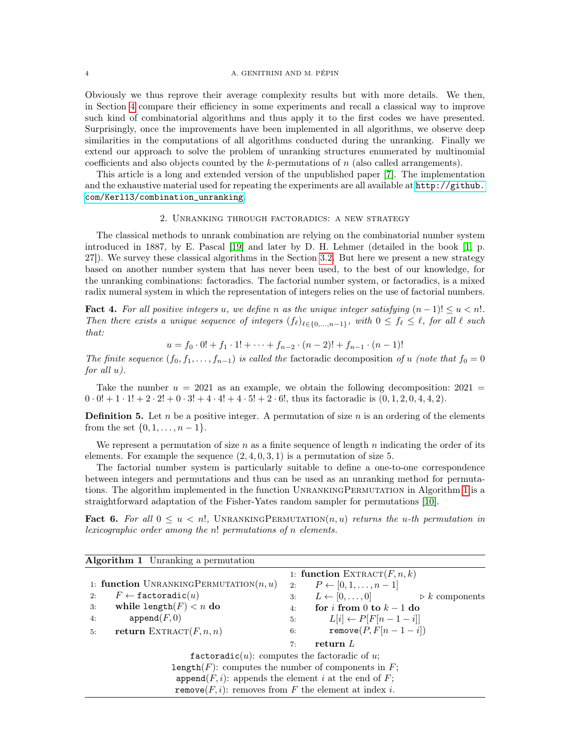Obviously we thus reprove their average complexity results but with more details. We then, in Section 4 compare their efficiency in some experiments and recall a classical way to improve such kind of combinatorial algorithms and thus apply it to the first codes we have presented. Surprisingly, once the improvements have been implemented in all algorithms, we observe deep similarities in the computations of all algorithms conducted during the unranking. Finally we extend our approach to solve the problem of unranking structures enumerated by multinomial coefficients and also objects counted by the $k$-permutations of $n$ (also called arrangements).

This article is a long and extended version of the unpublished paper [7]. The implementation and the exhaustive material used for repeating the experiments are all available at http://github.com/Kerl13/combination_unranking.

## 2. Unranking through factoradics: a new strategy

The classical methods to unrank combination are relying on the combinatorial number system introduced in 1887, by E. Pascal [19] and later by D. H. Lehmer (detailed in the book [1, p. 27]). We survey these classical algorithms in the Section 3.2. But here we present a new strategy based on another number system that has never been used, to the best of our knowledge, for the unranking combinations: factoradics. The factorial number system, or factoradics, is a mixed radix numeral system in which the representation of integers relies on the use of factorial numbers.

**Fact 4.** *For all positive integers $u$, we define $n$ as the unique integer satisfying $(n-1)! \leq u < n!$. Then there exists a unique sequence of integers $(f_\ell)_{\ell \in \{0,\dots,n-1\}}$, with $0 \leq f_\ell \leq \ell$, for all $\ell$ such that:*

$$u = f_0 \cdot 0! + f_1 \cdot 1! + \cdots + f_{n-2} \cdot (n-2)! + f_{n-1} \cdot (n-1)!$$

*The finite sequence $(f_0, f_1, \dots, f_{n-1})$ is called the* factoradic decomposition *of $u$ (note that $f_0 = 0$ for all $u$).*

Take the number $u = 2021$ as an example, we obtain the following decomposition: $2021 = 0 \cdot 0! + 1 \cdot 1! + 2 \cdot 2! + 0 \cdot 3! + 4 \cdot 4! + 4 \cdot 5! + 2 \cdot 6!$, thus its factoradic is $(0, 1, 2, 0, 4, 4, 2)$.

**Definition 5.** Let $n$ be a positive integer. A permutation of size $n$ is an ordering of the elements from the set $\{0, 1, \dots, n-1\}$.

We represent a permutation of size $n$ as a finite sequence of length $n$ indicating the order of its elements. For example the sequence $(2, 4, 0, 3, 1)$ is a permutation of size 5.

The factorial number system is particularly suitable to define a one-to-one correspondence between integers and permutations and thus can be used as an unranking method for permutations. The algorithm implemented in the function UnrankingPermutation in Algorithm 1 is a straightforward adaptation of the Fisher-Yates random sampler for permutations [10].

**Fact 6.** *For all $0 \leq u < n!$,* UnrankingPermutation$(n, u)$ *returns the $u$-th permutation in lexicographic order among the $n!$ permutations of $n$ elements.*

**Algorithm 1** Unranking a permutation

```
1: function UnrankingPermutation(n, u)
2:     F ← factoradic(u)
3:     while length(F) < n do
4:         append(F, 0)
5:     return Extract(F, n, n)
```

```
1: function Extract(F, n, k)
2:     P ← [0, 1, ..., n − 1]
3:     L ← [0, ..., 0]                ▷ k components
4:     for i from 0 to k − 1 do
5:         L[i] ← P[F[n − 1 − i]]
6:         remove(P, F[n − 1 − i])
7:     return L
```

factoradic($u$): computes the factoradic of $u$;
length($F$): computes the number of components in $F$;
append($F, i$): appends the element $i$ at the end of $F$;
remove($F, i$): removes from $F$ the element at index $i$.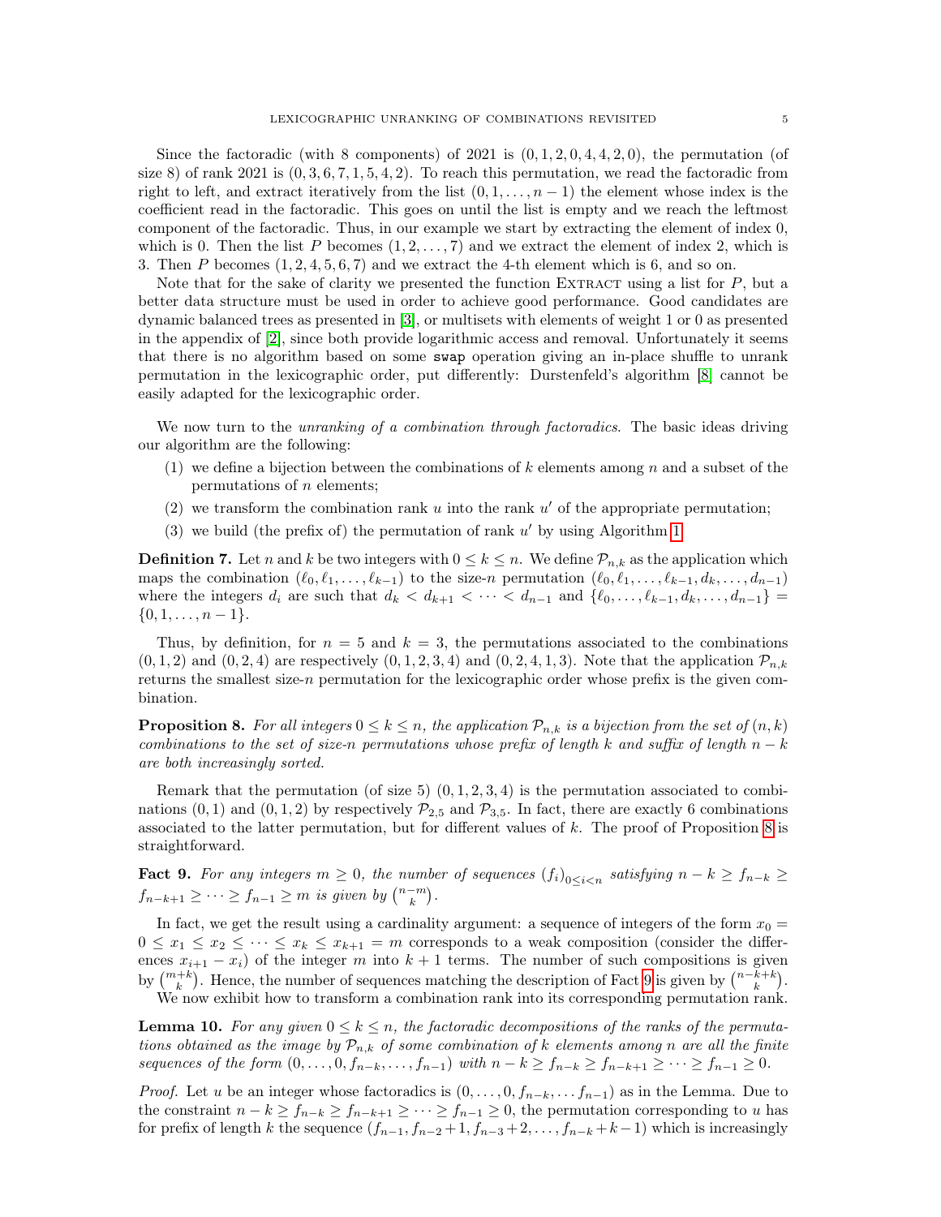Since the factoradic (with 8 components) of 2021 is $(0, 1, 2, 0, 4, 4, 2, 0)$, the permutation (of size 8) of rank 2021 is $(0, 3, 6, 7, 1, 5, 4, 2)$. To reach this permutation, we read the factoradic from right to left, and extract iteratively from the list $(0, 1, \ldots, n-1)$ the element whose index is the coefficient read in the factoradic. This goes on until the list is empty and we reach the leftmost component of the factoradic. Thus, in our example we start by extracting the element of index 0, which is 0. Then the list $P$ becomes $(1, 2, \ldots, 7)$ and we extract the element of index 2, which is 3. Then $P$ becomes $(1, 2, 4, 5, 6, 7)$ and we extract the 4-th element which is 6, and so on.

Note that for the sake of clarity we presented the function Extract using a list for $P$, but a better data structure must be used in order to achieve good performance. Good candidates are dynamic balanced trees as presented in [3], or multisets with elements of weight 1 or 0 as presented in the appendix of [2], since both provide logarithmic access and removal. Unfortunately it seems that there is no algorithm based on some `swap` operation giving an in-place shuffle to unrank permutation in the lexicographic order, put differently: Durstenfeld's algorithm [8] cannot be easily adapted for the lexicographic order.

We now turn to the *unranking of a combination through factoradics*. The basic ideas driving our algorithm are the following:

(1) we define a bijection between the combinations of $k$ elements among $n$ and a subset of the permutations of $n$ elements;
(2) we transform the combination rank $u$ into the rank $u'$ of the appropriate permutation;
(3) we build (the prefix of) the permutation of rank $u'$ by using Algorithm 1.

**Definition 7.** Let $n$ and $k$ be two integers with $0 \leq k \leq n$. We define $\mathcal{P}_{n,k}$ as the application which maps the combination $(\ell_0, \ell_1, \ldots, \ell_{k-1})$ to the size-$n$ permutation $(\ell_0, \ell_1, \ldots, \ell_{k-1}, d_k, \ldots, d_{n-1})$ where the integers $d_i$ are such that $d_k < d_{k+1} < \cdots < d_{n-1}$ and $\{\ell_0, \ldots, \ell_{k-1}, d_k, \ldots, d_{n-1}\} = \{0, 1, \ldots, n-1\}$.

Thus, by definition, for $n = 5$ and $k = 3$, the permutations associated to the combinations $(0, 1, 2)$ and $(0, 2, 4)$ are respectively $(0, 1, 2, 3, 4)$ and $(0, 2, 4, 1, 3)$. Note that the application $\mathcal{P}_{n,k}$ returns the smallest size-$n$ permutation for the lexicographic order whose prefix is the given combination.

**Proposition 8.** *For all integers $0 \leq k \leq n$, the application $\mathcal{P}_{n,k}$ is a bijection from the set of $(n, k)$ combinations to the set of size-$n$ permutations whose prefix of length $k$ and suffix of length $n-k$ are both increasingly sorted.*

Remark that the permutation (of size 5) $(0, 1, 2, 3, 4)$ is the permutation associated to combinations $(0, 1)$ and $(0, 1, 2)$ by respectively $\mathcal{P}_{2,5}$ and $\mathcal{P}_{3,5}$. In fact, there are exactly 6 combinations associated to the latter permutation, but for different values of $k$. The proof of Proposition 8 is straightforward.

**Fact 9.** *For any integers $m \geq 0$, the number of sequences $(f_i)_{0 \leq i < n}$ satisfying $n - k \geq f_{n-k} \geq f_{n-k+1} \geq \cdots \geq f_{n-1} \geq m$ is given by $\binom{n-m}{k}$.*

In fact, we get the result using a cardinality argument: a sequence of integers of the form $x_0 = 0 \leq x_1 \leq x_2 \leq \cdots \leq x_k \leq x_{k+1} = m$ corresponds to a weak composition (consider the differences $x_{i+1} - x_i$) of the integer $m$ into $k+1$ terms. The number of such compositions is given by $\binom{m+k}{k}$. Hence, the number of sequences matching the description of Fact 9 is given by $\binom{n-k+k}{k}$.

We now exhibit how to transform a combination rank into its corresponding permutation rank.

**Lemma 10.** *For any given $0 \leq k \leq n$, the factoradic decompositions of the ranks of the permutations obtained as the image by $\mathcal{P}_{n,k}$ of some combination of $k$ elements among $n$ are all the finite sequences of the form $(0, \ldots, 0, f_{n-k}, \ldots, f_{n-1})$ with $n - k \geq f_{n-k} \geq f_{n-k+1} \geq \cdots \geq f_{n-1} \geq 0$.*

*Proof.* Let $u$ be an integer whose factoradics is $(0, \ldots, 0, f_{n-k}, \ldots f_{n-1})$ as in the Lemma. Due to the constraint $n - k \geq f_{n-k} \geq f_{n-k+1} \geq \cdots \geq f_{n-1} \geq 0$, the permutation corresponding to $u$ has for prefix of length $k$ the sequence $(f_{n-1}, f_{n-2}+1, f_{n-3}+2, \ldots, f_{n-k}+k-1)$ which is increasingly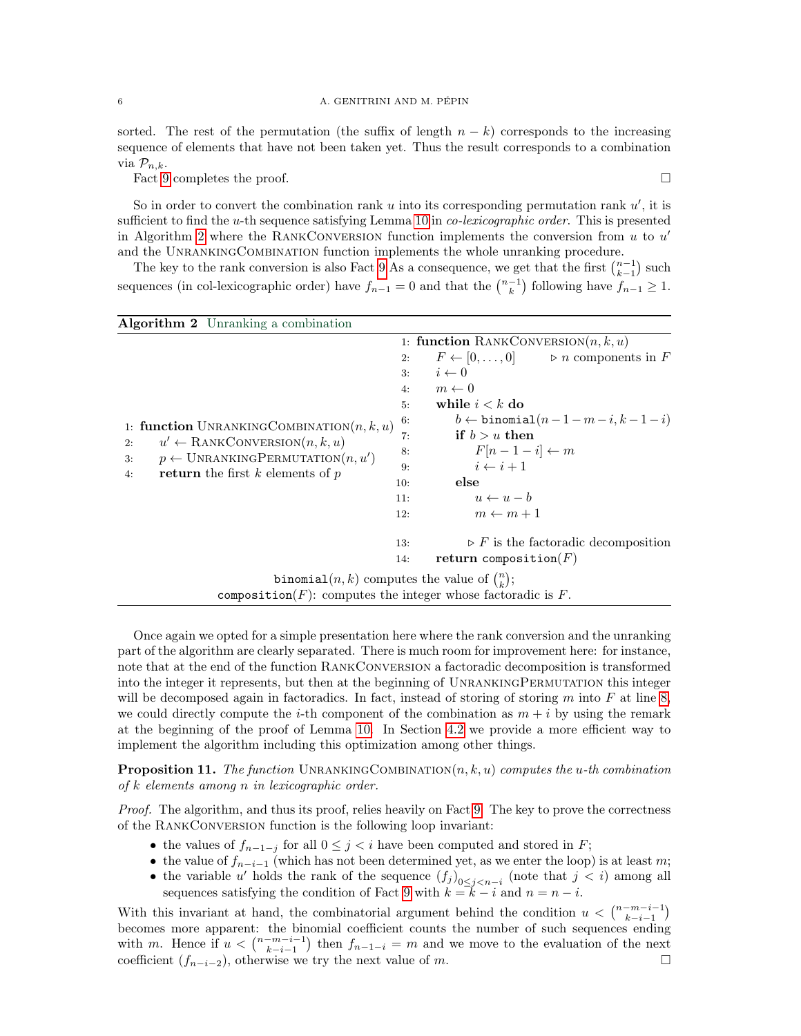sorted. The rest of the permutation (the suffix of length $n-k$) corresponds to the increasing sequence of elements that have not been taken yet. Thus the result corresponds to a combination via $\mathcal{P}_{n,k}$.

Fact 9 completes the proof. $\square$

So in order to convert the combination rank $u$ into its corresponding permutation rank $u'$, it is sufficient to find the $u$-th sequence satisfying Lemma 10 in *co-lexicographic order*. This is presented in Algorithm 2 where the RankConversion function implements the conversion from $u$ to $u'$ and the UnrankingCombination function implements the whole unranking procedure.

The key to the rank conversion is also Fact 9 As a consequence, we get that the first $\binom{n-1}{k-1}$ such sequences (in col-lexicographic order) have $f_{n-1} = 0$ and that the $\binom{n-1}{k}$ following have $f_{n-1} \geq 1$.

**Algorithm 2** Unranking a combination

```
1: function UnrankingCombination(n, k, u)
2:     u' ← RankConversion(n, k, u)
3:     p ← UnrankingPermutation(n, u')
4:     return the first k elements of p
```

```
1: function RankConversion(n, k, u)
2:     F ← [0, ..., 0]          ▷ n components in F
3:     i ← 0
4:     m ← 0
5:     while i < k do
6:         b ← binomial(n − 1 − m − i, k − 1 − i)
7:         if b > u then
8:             F[n − 1 − i] ← m
9:             i ← i + 1
10:        else
11:            u ← u − b
12:            m ← m + 1

13:            ▷ F is the factoradic decomposition
14:    return composition(F)
```

`binomial`$(n,k)$ computes the value of $\binom{n}{k}$;
`composition`$(F)$: computes the integer whose factoradic is $F$.

Once again we opted for a simple presentation here where the rank conversion and the unranking part of the algorithm are clearly separated. There is much room for improvement here: for instance, note that at the end of the function RankConversion a factoradic decomposition is transformed into the integer it represents, but then at the beginning of UnrankingPermutation this integer will be decomposed again in factoradics. In fact, instead of storing of storing $m$ into $F$ at line 8, we could directly compute the $i$-th component of the combination as $m+i$ by using the remark at the beginning of the proof of Lemma 10. In Section 4.2 we provide a more efficient way to implement the algorithm including this optimization among other things.

**Proposition 11.** *The function* UnrankingCombination$(n,k,u)$ *computes the $u$-th combination of $k$ elements among $n$ in lexicographic order.*

*Proof.* The algorithm, and thus its proof, relies heavily on Fact 9. The key to prove the correctness of the RankConversion function is the following loop invariant:

- the values of $f_{n-1-j}$ for all $0 \leq j < i$ have been computed and stored in $F$;
- the value of $f_{n-i-1}$ (which has not been determined yet, as we enter the loop) is at least $m$;
- the variable $u'$ holds the rank of the sequence $(f_j)_{0 \leq j < n-i}$ (note that $j < i$) among all sequences satisfying the condition of Fact 9 with $k = k - i$ and $n = n - i$.

With this invariant at hand, the combinatorial argument behind the condition $u < \binom{n-m-i-1}{k-i-1}$ becomes more apparent: the binomial coefficient counts the number of such sequences ending with $m$. Hence if $u < \binom{n-m-i-1}{k-i-1}$ then $f_{n-1-i} = m$ and we move to the evaluation of the next coefficient $(f_{n-i-2})$, otherwise we try the next value of $m$. $\square$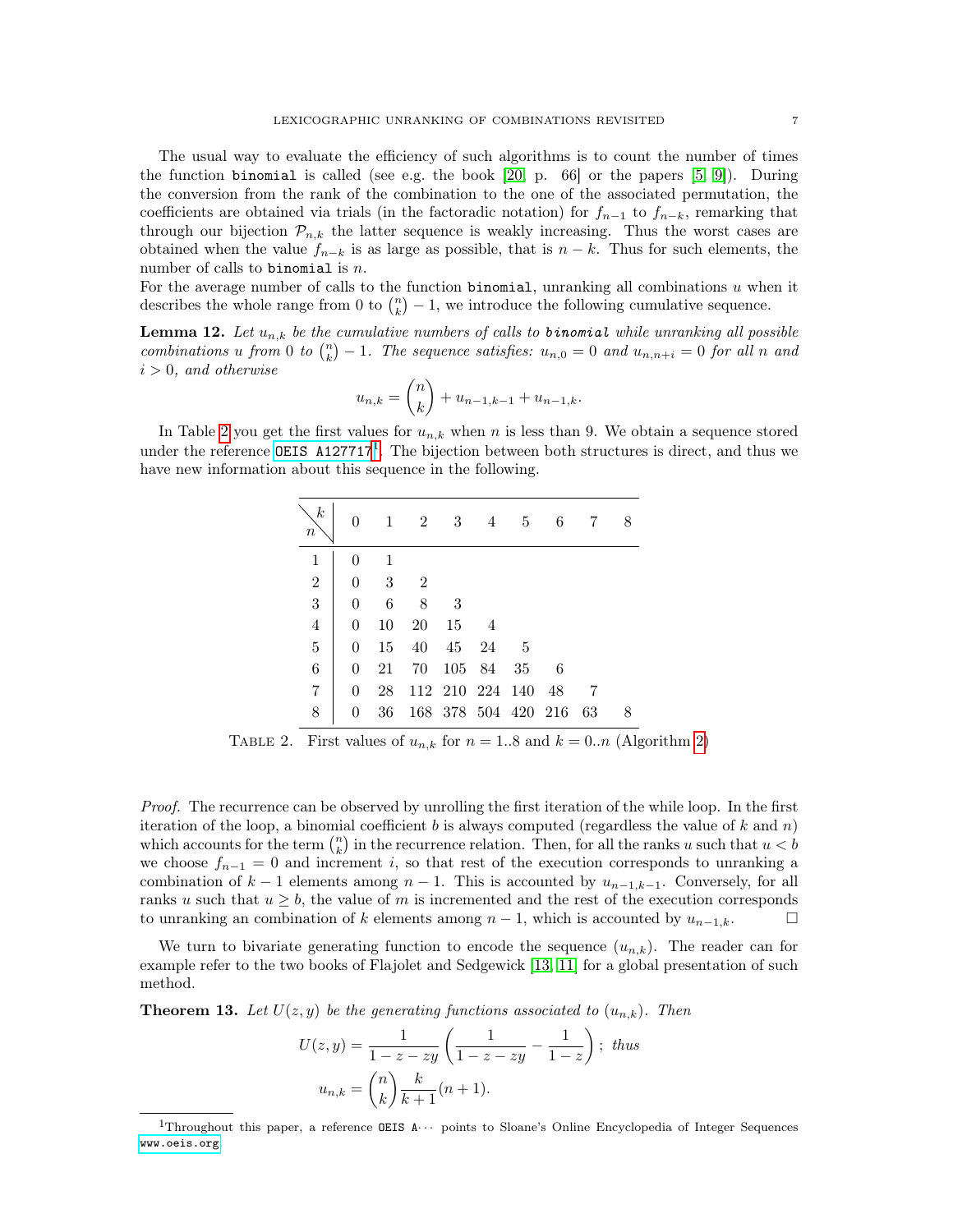The usual way to evaluate the efficiency of such algorithms is to count the number of times the function `binomial` is called (see e.g. the book [20, p. 66] or the papers [5, 9]). During the conversion from the rank of the combination to the one of the associated permutation, the coefficients are obtained via trials (in the factoradic notation) for $f_{n-1}$ to $f_{n-k}$, remarking that through our bijection $\mathcal{P}_{n,k}$ the latter sequence is weakly increasing. Thus the worst cases are obtained when the value $f_{n-k}$ is as large as possible, that is $n-k$. Thus for such elements, the number of calls to `binomial` is $n$.
For the average number of calls to the function `binomial`, unranking all combinations $u$ when it describes the whole range from 0 to $\binom{n}{k}-1$, we introduce the following cumulative sequence.

**Lemma 12.** *Let $u_{n,k}$ be the cumulative numbers of calls to* `binomial` *while unranking all possible combinations $u$ from 0 to $\binom{n}{k}-1$. The sequence satisfies: $u_{n,0}=0$ and $u_{n,n+i}=0$ for all $n$ and $i>0$, and otherwise*

$$u_{n,k} = \binom{n}{k} + u_{n-1,k-1} + u_{n-1,k}.$$

In Table 2 you get the first values for $u_{n,k}$ when $n$ is less than 9. We obtain a sequence stored under the reference OEIS A127717[1]. The bijection between both structures is direct, and thus we have new information about this sequence in the following.

| $n \backslash k$ | 0 | 1 | 2 | 3 | 4 | 5 | 6 | 7 | 8 |
|---|---|---|---|---|---|---|---|---|---|
| 1 | 0 | 1 | | | | | | | |
| 2 | 0 | 3 | 2 | | | | | | |
| 3 | 0 | 6 | 8 | 3 | | | | | |
| 4 | 0 | 10 | 20 | 15 | 4 | | | | |
| 5 | 0 | 15 | 40 | 45 | 24 | 5 | | | |
| 6 | 0 | 21 | 70 | 105 | 84 | 35 | 6 | | |
| 7 | 0 | 28 | 112 | 210 | 224 | 140 | 48 | 7 | |
| 8 | 0 | 36 | 168 | 378 | 504 | 420 | 216 | 63 | 8 |

TABLE 2. First values of $u_{n,k}$ for $n = 1..8$ and $k = 0..n$ (Algorithm 2)

*Proof.* The recurrence can be observed by unrolling the first iteration of the while loop. In the first iteration of the loop, a binomial coefficient $b$ is always computed (regardless the value of $k$ and $n$) which accounts for the term $\binom{n}{k}$ in the recurrence relation. Then, for all the ranks $u$ such that $u<b$ we choose $f_{n-1}=0$ and increment $i$, so that rest of the execution corresponds to unranking a combination of $k-1$ elements among $n-1$. This is accounted by $u_{n-1,k-1}$. Conversely, for all ranks $u$ such that $u \geq b$, the value of $m$ is incremented and the rest of the execution corresponds to unranking an combination of $k$ elements among $n-1$, which is accounted by $u_{n-1,k}$. □

We turn to bivariate generating function to encode the sequence $(u_{n,k})$. The reader can for example refer to the two books of Flajolet and Sedgewick [13, 11] for a global presentation of such method.

**Theorem 13.** *Let $U(z,y)$ be the generating functions associated to $(u_{n,k})$. Then*

$$U(z,y) = \frac{1}{1-z-zy}\left(\frac{1}{1-z-zy} - \frac{1}{1-z}\right); \text{ thus}$$

$$u_{n,k} = \binom{n}{k}\frac{k}{k+1}(n+1).$$

[1]Throughout this paper, a reference OEIS A··· points to Sloane's Online Encyclopedia of Integer Sequences www.oeis.org.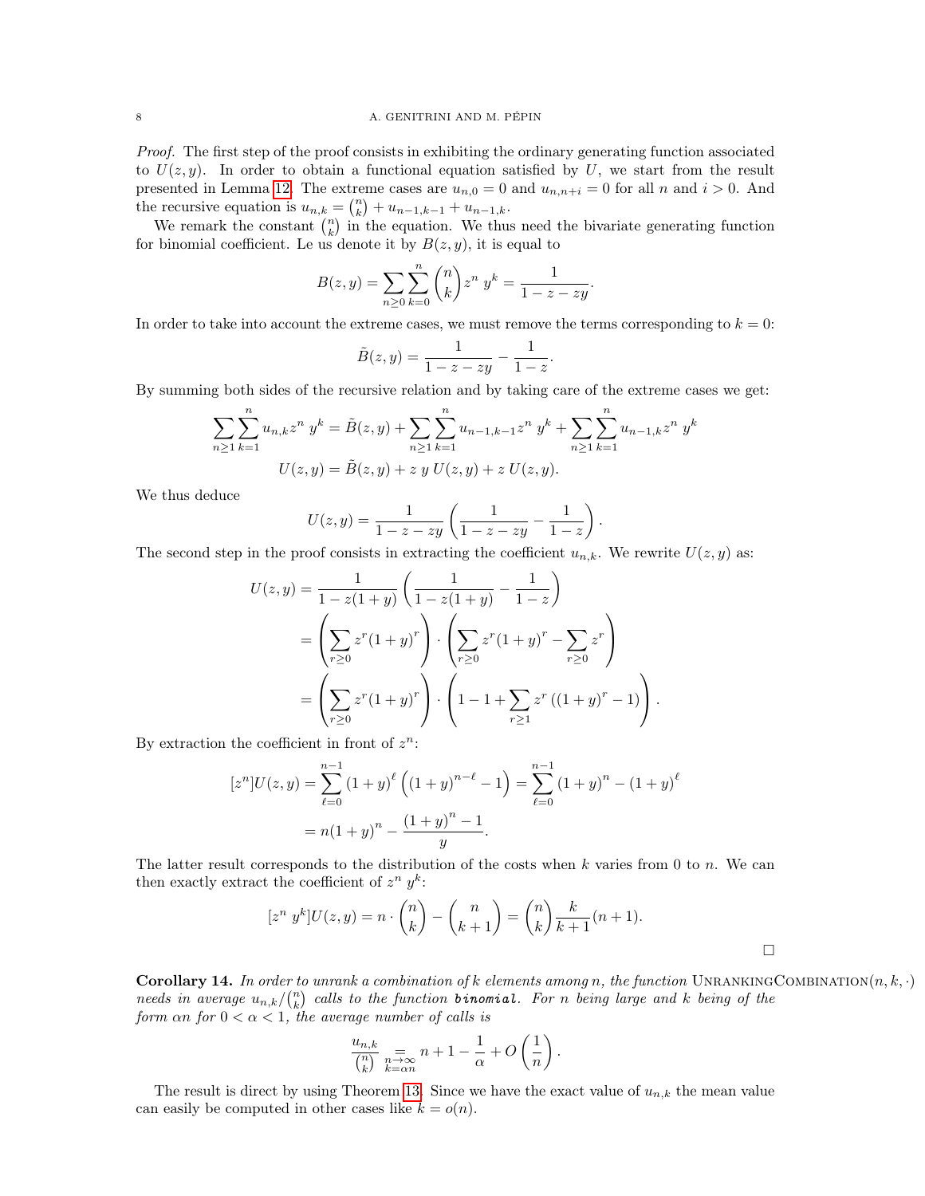*Proof.* The first step of the proof consists in exhibiting the ordinary generating function associated to $U(z,y)$. In order to obtain a functional equation satisfied by $U$, we start from the result presented in Lemma 12. The extreme cases are $u_{n,0} = 0$ and $u_{n,n+i} = 0$ for all $n$ and $i > 0$. And the recursive equation is $u_{n,k} = \binom{n}{k} + u_{n-1,k-1} + u_{n-1,k}$.

We remark the constant $\binom{n}{k}$ in the equation. We thus need the bivariate generating function for binomial coefficient. Le us denote it by $B(z,y)$, it is equal to

$$B(z,y) = \sum_{n\geq 0}\sum_{k=0}^{n} \binom{n}{k} z^n\, y^k = \frac{1}{1-z-zy}.$$

In order to take into account the extreme cases, we must remove the terms corresponding to $k=0$:

$$\tilde{B}(z,y) = \frac{1}{1-z-zy} - \frac{1}{1-z}.$$

By summing both sides of the recursive relation and by taking care of the extreme cases we get:

$$\sum_{n\geq 1}\sum_{k=1}^{n} u_{n,k} z^n\, y^k = \tilde{B}(z,y) + \sum_{n\geq 1}\sum_{k=1}^{n} u_{n-1,k-1} z^n\, y^k + \sum_{n\geq 1}\sum_{k=1}^{n} u_{n-1,k} z^n\, y^k$$
$$U(z,y) = \tilde{B}(z,y) + z\, y\, U(z,y) + z\, U(z,y).$$

We thus deduce

$$U(z,y) = \frac{1}{1-z-zy}\left(\frac{1}{1-z-zy} - \frac{1}{1-z}\right).$$

The second step in the proof consists in extracting the coefficient $u_{n,k}$. We rewrite $U(z,y)$ as:

$$\begin{aligned}
U(z,y) &= \frac{1}{1-z(1+y)}\left(\frac{1}{1-z(1+y)} - \frac{1}{1-z}\right)\\
&= \left(\sum_{r\geq 0} z^r (1+y)^r\right)\cdot\left(\sum_{r\geq 0} z^r(1+y)^r - \sum_{r\geq 0} z^r\right)\\
&= \left(\sum_{r\geq 0} z^r (1+y)^r\right)\cdot\left(1 - 1 + \sum_{r\geq 1} z^r\left((1+y)^r - 1\right)\right).
\end{aligned}$$

By extraction the coefficient in front of $z^n$:

$$\begin{aligned}
[z^n]U(z,y) &= \sum_{\ell=0}^{n-1} (1+y)^{\ell}\left((1+y)^{n-\ell} - 1\right) = \sum_{\ell=0}^{n-1} (1+y)^n - (1+y)^{\ell}\\
&= n(1+y)^n - \frac{(1+y)^n - 1}{y}.
\end{aligned}$$

The latter result corresponds to the distribution of the costs when $k$ varies from 0 to $n$. We can then exactly extract the coefficient of $z^n\, y^k$:

$$[z^n\, y^k]U(z,y) = n\cdot\binom{n}{k} - \binom{n}{k+1} = \binom{n}{k}\frac{k}{k+1}(n+1).$$

□

**Corollary 14.** *In order to unrank a combination of $k$ elements among $n$, the function* UnrankingCombination$(n,k,\cdot)$ *needs in average $u_{n,k}/\binom{n}{k}$ calls to the function* `binomial`*. For $n$ being large and $k$ being of the form $\alpha n$ for $0 < \alpha < 1$, the average number of calls is*

$$\frac{u_{n,k}}{\binom{n}{k}} \underset{\substack{n\to\infty\\ k=\alpha n}}{=} n + 1 - \frac{1}{\alpha} + O\left(\frac{1}{n}\right).$$

The result is direct by using Theorem 13. Since we have the exact value of $u_{n,k}$ the mean value can easily be computed in other cases like $k = o(n)$.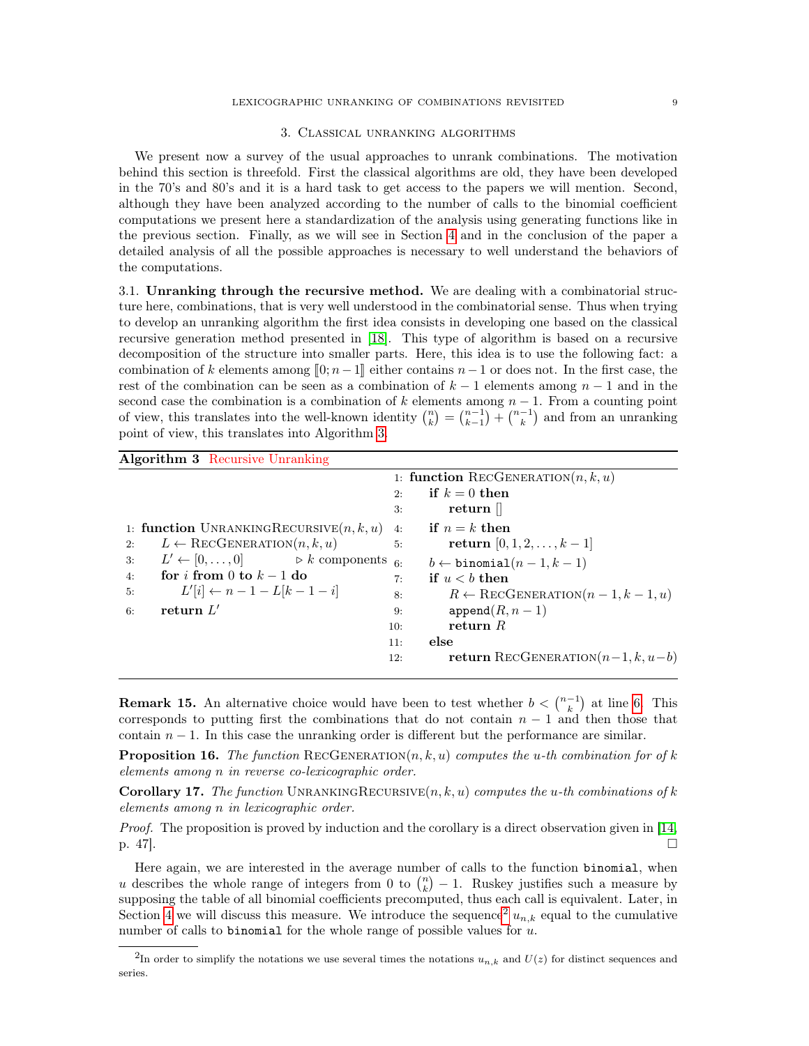## 3. Classical unranking algorithms

We present now a survey of the usual approaches to unrank combinations. The motivation behind this section is threefold. First the classical algorithms are old, they have been developed in the 70's and 80's and it is a hard task to get access to the papers we will mention. Second, although they have been analyzed according to the number of calls to the binomial coefficient computations we present here a standardization of the analysis using generating functions like in the previous section. Finally, as we will see in Section 4 and in the conclusion of the paper a detailed analysis of all the possible approaches is necessary to well understand the behaviors of the computations.

3.1. **Unranking through the recursive method.** We are dealing with a combinatorial structure here, combinations, that is very well understood in the combinatorial sense. Thus when trying to develop an unranking algorithm the first idea consists in developing one based on the classical recursive generation method presented in [18]. This type of algorithm is based on a recursive decomposition of the structure into smaller parts. Here, this idea is to use the following fact: a combination of $k$ elements among $[\![0; n-1]\!]$ either contains $n-1$ or does not. In the first case, the rest of the combination can be seen as a combination of $k-1$ elements among $n-1$ and in the second case the combination is a combination of $k$ elements among $n-1$. From a counting point of view, this translates into the well-known identity $\binom{n}{k} = \binom{n-1}{k-1} + \binom{n-1}{k}$ and from an unranking point of view, this translates into Algorithm 3.

**Algorithm 3** Recursive Unranking

```
1: function UnrankingRecursive(n, k, u)
2:     L ← RecGeneration(n, k, u)
3:     L' ← [0, ..., 0]                ▷ k components
4:     for i from 0 to k − 1 do
5:         L'[i] ← n − 1 − L[k − 1 − i]
6:     return L'
```

```
1: function RecGeneration(n, k, u)
2:     if k = 0 then
3:         return []
4:     if n = k then
5:         return [0, 1, 2, ..., k − 1]
6:     b ← binomial(n − 1, k − 1)
7:     if u < b then
8:         R ← RecGeneration(n − 1, k − 1, u)
9:         append(R, n − 1)
10:        return R
11:    else
12:        return RecGeneration(n−1, k, u−b)
```

**Remark 15.** An alternative choice would have been to test whether $b < \binom{n-1}{k}$ at line 6. This corresponds to putting first the combinations that do not contain $n-1$ and then those that contain $n-1$. In this case the unranking order is different but the performance are similar.

**Proposition 16.** *The function* RecGeneration$(n, k, u)$ *computes the u-th combination for of $k$ elements among $n$ in reverse co-lexicographic order.*

**Corollary 17.** *The function* UnrankingRecursive$(n, k, u)$ *computes the u-th combinations of $k$ elements among $n$ in lexicographic order.*

*Proof.* The proposition is proved by induction and the corollary is a direct observation given in [14, p. 47]. □

Here again, we are interested in the average number of calls to the function `binomial`, when $u$ describes the whole range of integers from 0 to $\binom{n}{k} - 1$. Ruskey justifies such a measure by supposing the table of all binomial coefficients precomputed, thus each call is equivalent. Later, in Section 4 we will discuss this measure. We introduce the sequence[2] $u_{n,k}$ equal to the cumulative number of calls to `binomial` for the whole range of possible values for $u$.

[2] In order to simplify the notations we use several times the notations $u_{n,k}$ and $U(z)$ for distinct sequences and series.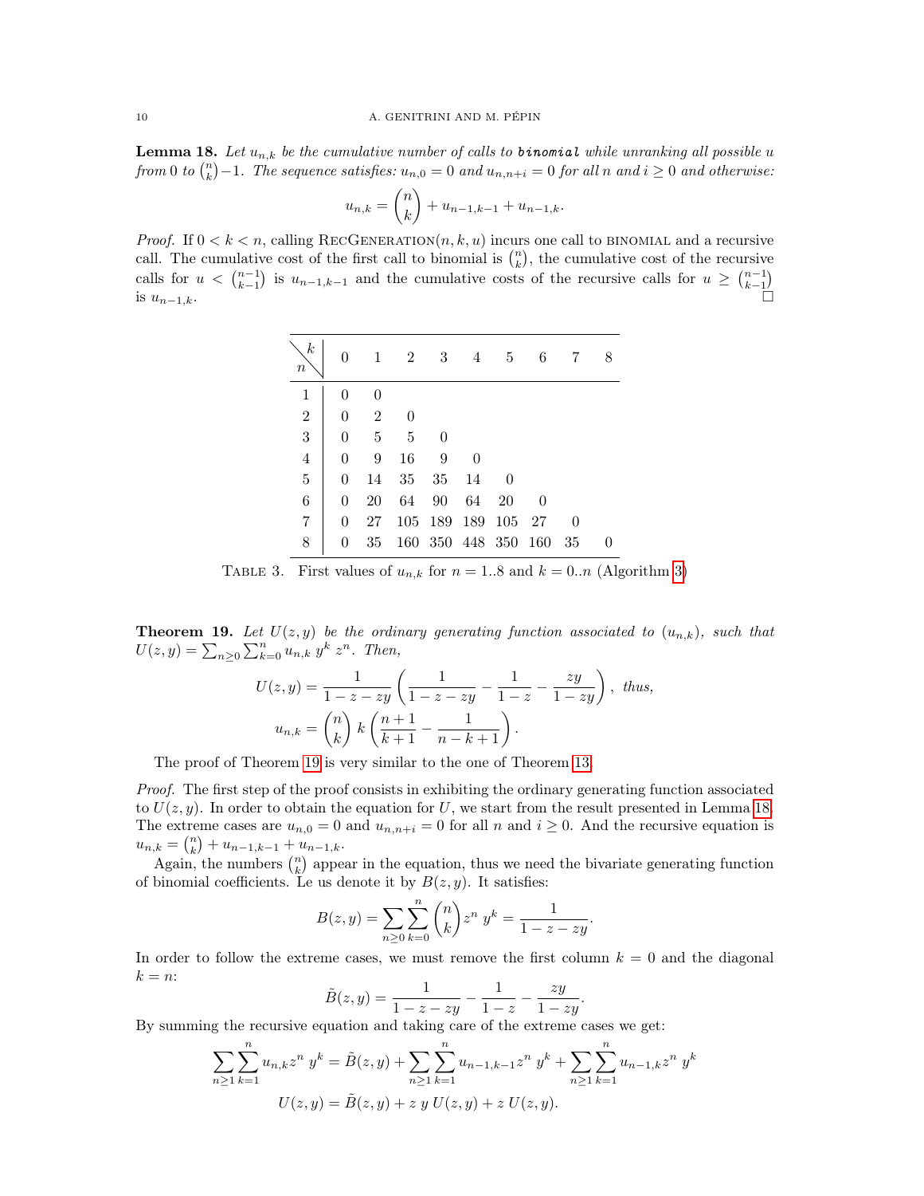**Lemma 18.** *Let $u_{n,k}$ be the cumulative number of calls to* `binomial` *while unranking all possible $u$ from 0 to $\binom{n}{k}-1$. The sequence satisfies: $u_{n,0} = 0$ and $u_{n,n+i} = 0$ for all $n$ and $i \geq 0$ and otherwise:*

$$u_{n,k} = \binom{n}{k} + u_{n-1,k-1} + u_{n-1,k}.$$

*Proof.* If $0 < k < n$, calling RecGeneration$(n, k, u)$ incurs one call to binomial and a recursive call. The cumulative cost of the first call to binomial is $\binom{n}{k}$, the cumulative cost of the recursive calls for $u < \binom{n-1}{k-1}$ is $u_{n-1,k-1}$ and the cumulative costs of the recursive calls for $u \geq \binom{n-1}{k-1}$ is $u_{n-1,k}$. □

| $n$ \ $k$ | 0 | 1 | 2 | 3 | 4 | 5 | 6 | 7 | 8 |
|---|---|---|---|---|---|---|---|---|---|
| 1 | 0 | 0 | | | | | | | |
| 2 | 0 | 2 | 0 | | | | | | |
| 3 | 0 | 5 | 5 | 0 | | | | | |
| 4 | 0 | 9 | 16 | 9 | 0 | | | | |
| 5 | 0 | 14 | 35 | 35 | 14 | 0 | | | |
| 6 | 0 | 20 | 64 | 90 | 64 | 20 | 0 | | |
| 7 | 0 | 27 | 105 | 189 | 189 | 105 | 27 | 0 | |
| 8 | 0 | 35 | 160 | 350 | 448 | 350 | 160 | 35 | 0 |

Table 3. First values of $u_{n,k}$ for $n = 1..8$ and $k = 0..n$ (Algorithm 3)

**Theorem 19.** *Let $U(z, y)$ be the ordinary generating function associated to $(u_{n,k})$, such that $U(z, y) = \sum_{n\geq 0} \sum_{k=0}^{n} u_{n,k}\, y^k\, z^n$. Then,*

$$U(z, y) = \frac{1}{1-z-zy}\left(\frac{1}{1-z-zy} - \frac{1}{1-z} - \frac{zy}{1-zy}\right), \text{ thus,}$$

$$u_{n,k} = \binom{n}{k}\, k \left(\frac{n+1}{k+1} - \frac{1}{n-k+1}\right).$$

The proof of Theorem 19 is very similar to the one of Theorem 13.

*Proof.* The first step of the proof consists in exhibiting the ordinary generating function associated to $U(z, y)$. In order to obtain the equation for $U$, we start from the result presented in Lemma 18. The extreme cases are $u_{n,0} = 0$ and $u_{n,n+i} = 0$ for all $n$ and $i \geq 0$. And the recursive equation is $u_{n,k} = \binom{n}{k} + u_{n-1,k-1} + u_{n-1,k}$.

Again, the numbers $\binom{n}{k}$ appear in the equation, thus we need the bivariate generating function of binomial coefficients. Le us denote it by $B(z, y)$. It satisfies:

$$B(z, y) = \sum_{n\geq 0} \sum_{k=0}^{n} \binom{n}{k} z^n\, y^k = \frac{1}{1-z-zy}.$$

In order to follow the extreme cases, we must remove the first column $k = 0$ and the diagonal $k = n$:

$$\tilde{B}(z, y) = \frac{1}{1-z-zy} - \frac{1}{1-z} - \frac{zy}{1-zy}.$$

By summing the recursive equation and taking care of the extreme cases we get:

$$\sum_{n\geq 1} \sum_{k=1}^{n} u_{n,k} z^n\, y^k = \tilde{B}(z, y) + \sum_{n\geq 1} \sum_{k=1}^{n} u_{n-1,k-1} z^n\, y^k + \sum_{n\geq 1} \sum_{k=1}^{n} u_{n-1,k} z^n\, y^k$$

$$U(z, y) = \tilde{B}(z, y) + z\, y\, U(z, y) + z\, U(z, y).$$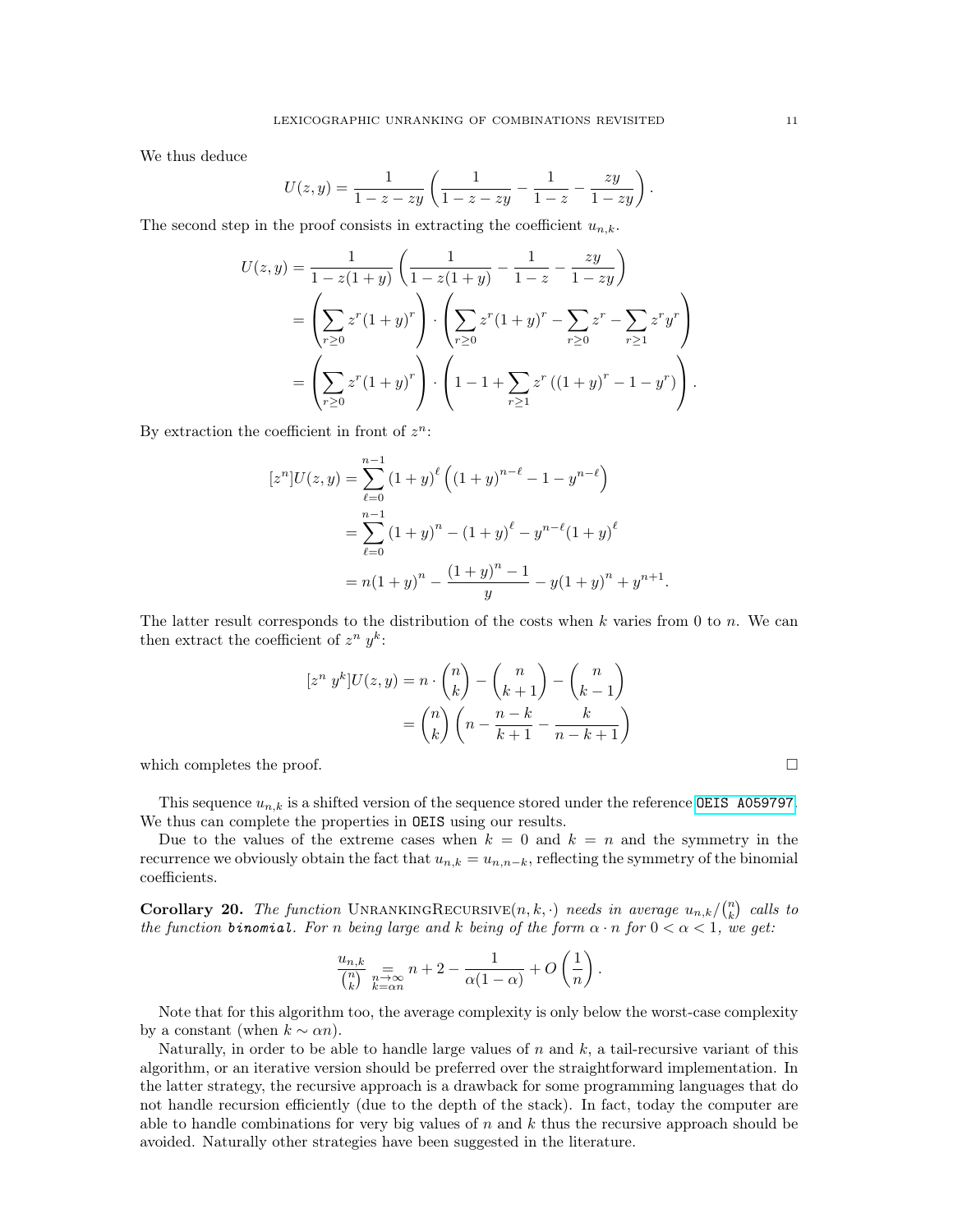We thus deduce

$$U(z,y) = \frac{1}{1-z-zy}\left(\frac{1}{1-z-zy} - \frac{1}{1-z} - \frac{zy}{1-zy}\right).$$

The second step in the proof consists in extracting the coefficient $u_{n,k}$.

$$\begin{aligned}
U(z,y) &= \frac{1}{1-z(1+y)}\left(\frac{1}{1-z(1+y)} - \frac{1}{1-z} - \frac{zy}{1-zy}\right)\\
&= \left(\sum_{r\geq 0} z^r(1+y)^r\right)\cdot\left(\sum_{r\geq 0} z^r(1+y)^r - \sum_{r\geq 0} z^r - \sum_{r\geq 1} z^r y^r\right)\\
&= \left(\sum_{r\geq 0} z^r(1+y)^r\right)\cdot\left(1 - 1 + \sum_{r\geq 1} z^r\left((1+y)^r - 1 - y^r\right)\right).
\end{aligned}$$

By extraction the coefficient in front of $z^n$:

$$\begin{aligned}
[z^n]U(z,y) &= \sum_{\ell=0}^{n-1}(1+y)^\ell\left((1+y)^{n-\ell} - 1 - y^{n-\ell}\right)\\
&= \sum_{\ell=0}^{n-1}(1+y)^n - (1+y)^\ell - y^{n-\ell}(1+y)^\ell\\
&= n(1+y)^n - \frac{(1+y)^n - 1}{y} - y(1+y)^n + y^{n+1}.
\end{aligned}$$

The latter result corresponds to the distribution of the costs when $k$ varies from 0 to $n$. We can then extract the coefficient of $z^n\ y^k$:

$$\begin{aligned}
[z^n\ y^k]U(z,y) &= n\cdot\binom{n}{k} - \binom{n}{k+1} - \binom{n}{k-1}\\
&= \binom{n}{k}\left(n - \frac{n-k}{k+1} - \frac{k}{n-k+1}\right)
\end{aligned}$$

which completes the proof. □

This sequence $u_{n,k}$ is a shifted version of the sequence stored under the reference OEIS A059797. We thus can complete the properties in OEIS using our results.

Due to the values of the extreme cases when $k = 0$ and $k = n$ and the symmetry in the recurrence we obviously obtain the fact that $u_{n,k} = u_{n,n-k}$, reflecting the symmetry of the binomial coefficients.

**Corollary 20.** *The function* UnrankingRecursive$(n, k, \cdot)$ *needs in average* $u_{n,k}/\binom{n}{k}$ *calls to the function* ***binomial***. *For $n$ being large and $k$ being of the form $\alpha \cdot n$ for $0 < \alpha < 1$, we get:*

$$\frac{u_{n,k}}{\binom{n}{k}} \underset{\substack{n\to\infty\\ k=\alpha n}}{=} n + 2 - \frac{1}{\alpha(1-\alpha)} + O\left(\frac{1}{n}\right).$$

Note that for this algorithm too, the average complexity is only below the worst-case complexity by a constant (when $k \sim \alpha n$).

Naturally, in order to be able to handle large values of $n$ and $k$, a tail-recursive variant of this algorithm, or an iterative version should be preferred over the straightforward implementation. In the latter strategy, the recursive approach is a drawback for some programming languages that do not handle recursion efficiently (due to the depth of the stack). In fact, today the computer are able to handle combinations for very big values of $n$ and $k$ thus the recursive approach should be avoided. Naturally other strategies have been suggested in the literature.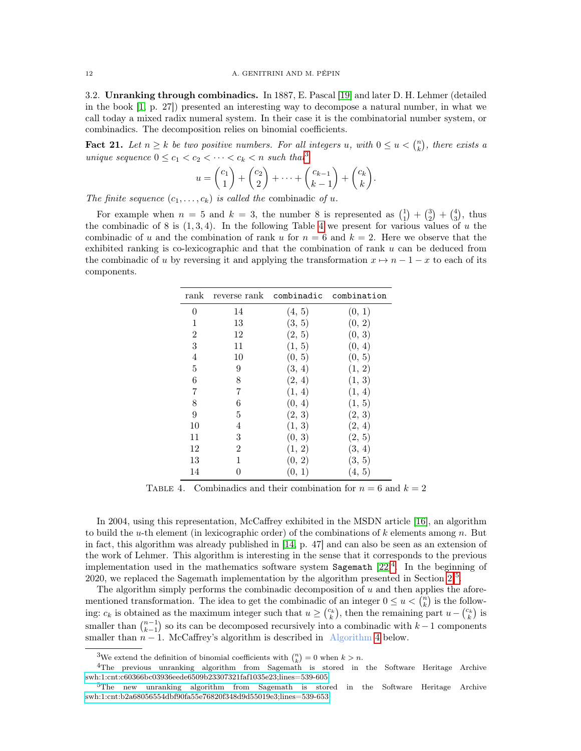### 3.2. Unranking through combinadics.

In 1887, E. Pascal [19] and later D. H. Lehmer (detailed in the book [1, p. 27]) presented an interesting way to decompose a natural number, in what we call today a mixed radix numeral system. In their case it is the combinatorial number system, or combinadics. The decomposition relies on binomial coefficients.

**Fact 21.** *Let $n \geq k$ be two positive numbers. For all integers $u$, with $0 \leq u < \binom{n}{k}$, there exists a unique sequence $0 \leq c_1 < c_2 < \cdots < c_k < n$ such that*[3]

$$u = \binom{c_1}{1} + \binom{c_2}{2} + \cdots + \binom{c_{k-1}}{k-1} + \binom{c_k}{k}.$$

*The finite sequence $(c_1, \ldots, c_k)$ is called the* combinadic *of $u$.*

For example when $n = 5$ and $k = 3$, the number 8 is represented as $\binom{1}{1} + \binom{3}{2} + \binom{4}{3}$, thus the combinadic of 8 is $(1, 3, 4)$. In the following Table 4 we present for various values of $u$ the combinadic of $u$ and the combination of rank $u$ for $n = 6$ and $k = 2$. Here we observe that the exhibited ranking is co-lexicographic and that the combination of rank $u$ can be deduced from the combinadic of $u$ by reversing it and applying the transformation $x \mapsto n - 1 - x$ to each of its components.

| rank | reverse rank | combinadic | combination |
|---|---|---|---|
| 0 | 14 | (4, 5) | (0, 1) |
| 1 | 13 | (3, 5) | (0, 2) |
| 2 | 12 | (2, 5) | (0, 3) |
| 3 | 11 | (1, 5) | (0, 4) |
| 4 | 10 | (0, 5) | (0, 5) |
| 5 | 9 | (3, 4) | (1, 2) |
| 6 | 8 | (2, 4) | (1, 3) |
| 7 | 7 | (1, 4) | (1, 4) |
| 8 | 6 | (0, 4) | (1, 5) |
| 9 | 5 | (2, 3) | (2, 3) |
| 10 | 4 | (1, 3) | (2, 4) |
| 11 | 3 | (0, 3) | (2, 5) |
| 12 | 2 | (1, 2) | (3, 4) |
| 13 | 1 | (0, 2) | (3, 5) |
| 14 | 0 | (0, 1) | (4, 5) |

Table 4. Combinadics and their combination for $n = 6$ and $k = 2$

In 2004, using this representation, McCaffrey exhibited in the MSDN article [16], an algorithm to build the $u$-th element (in lexicographic order) of the combinations of $k$ elements among $n$. But in fact, this algorithm was already published in [14, p. 47] and can also be seen as an extension of the work of Lehmer. This algorithm is interesting in the sense that it corresponds to the previous implementation used in the mathematics software system Sagemath [22][4]. In the beginning of 2020, we replaced the Sagemath implementation by the algorithm presented in Section 2[5].

The algorithm simply performs the combinadic decomposition of $u$ and then applies the aforementioned transformation. The idea to get the combinadic of an integer $0 \leq u < \binom{n}{k}$ is the following: $c_k$ is obtained as the maximum integer such that $u \geq \binom{c_k}{k}$, then the remaining part $u - \binom{c_k}{k}$ is smaller than $\binom{n-1}{k-1}$ so its can be decomposed recursively into a combinadic with $k-1$ components smaller than $n-1$. McCaffrey's algorithm is described in Algorithm 4 below.

[3] We extend the definition of binomial coefficients with $\binom{n}{k} = 0$ when $k > n$.

[4] The previous unranking algorithm from Sagemath is stored in the Software Heritage Archive swh:1:cnt:c60366bc03936eede6509b23307321faf1035e23;lines=539-605

[5] The new unranking algorithm from Sagemath is stored in the Software Heritage Archive swh:1:cnt:b2a68056554dbf90fa55e76820f348d9d55019e3;lines=539-653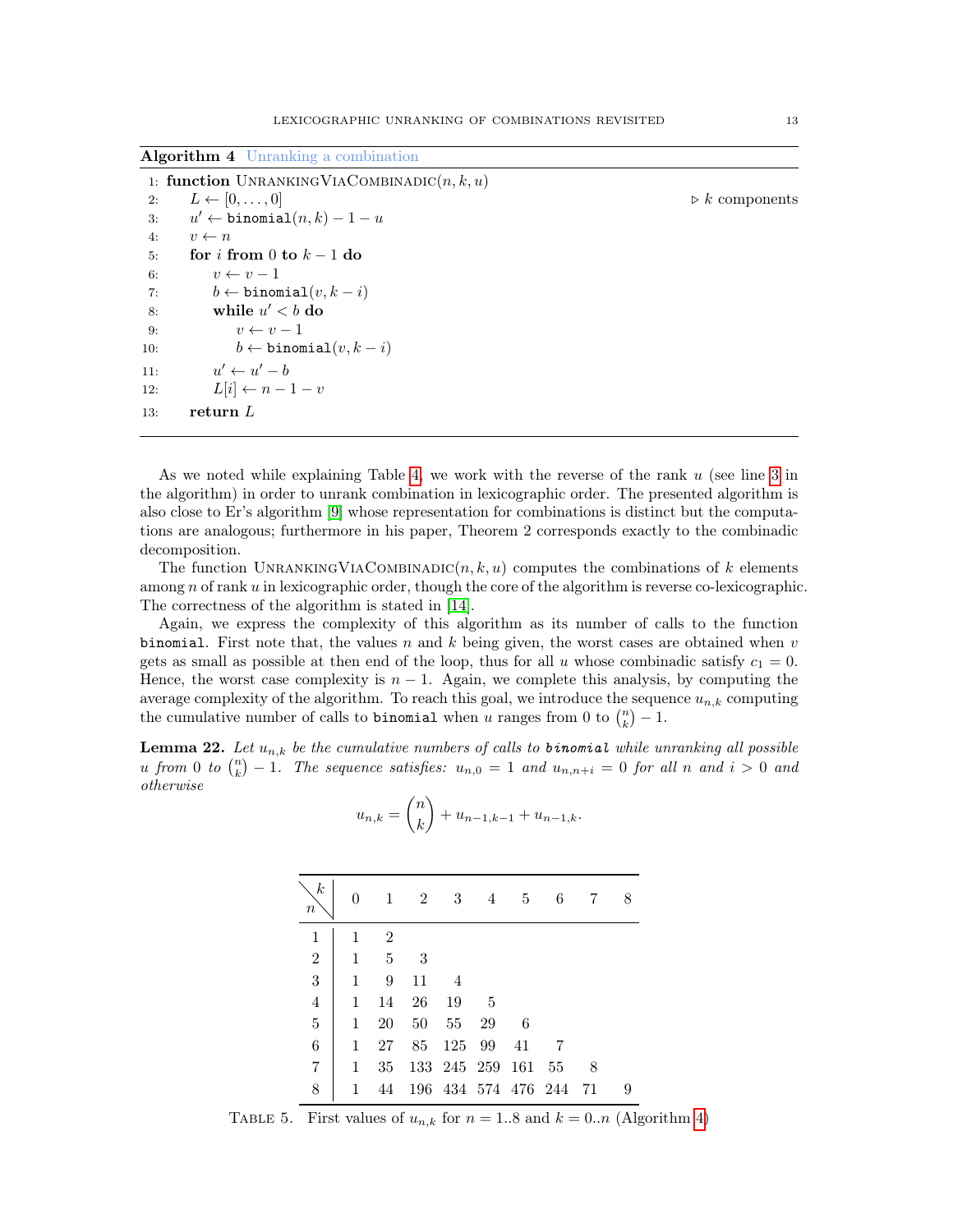**Algorithm 4** Unranking a combination

```
1:  function UnrankingViaCombinadic(n, k, u)
2:      L ← [0, . . . , 0]                                  ▷ k components
3:      u′ ← binomial(n, k) − 1 − u
4:      v ← n
5:      for i from 0 to k − 1 do
6:          v ← v − 1
7:          b ← binomial(v, k − i)
8:          while u′ < b do
9:              v ← v − 1
10:             b ← binomial(v, k − i)
11:         u′ ← u′ − b
12:         L[i] ← n − 1 − v
13:     return L
```

As we noted while explaining Table 4, we work with the reverse of the rank $u$ (see line 3 in the algorithm) in order to unrank combination in lexicographic order. The presented algorithm is also close to Er's algorithm [9] whose representation for combinations is distinct but the computations are analogous; furthermore in his paper, Theorem 2 corresponds exactly to the combinadic decomposition.

The function UnrankingViaCombinadic$(n, k, u)$ computes the combinations of $k$ elements among $n$ of rank $u$ in lexicographic order, though the core of the algorithm is reverse co-lexicographic. The correctness of the algorithm is stated in [14].

Again, we express the complexity of this algorithm as its number of calls to the function binomial. First note that, the values $n$ and $k$ being given, the worst cases are obtained when $v$ gets as small as possible at then end of the loop, thus for all $u$ whose combinadic satisfy $c_1 = 0$. Hence, the worst case complexity is $n - 1$. Again, we complete this analysis, by computing the average complexity of the algorithm. To reach this goal, we introduce the sequence $u_{n,k}$ computing the cumulative number of calls to binomial when $u$ ranges from 0 to $\binom{n}{k} - 1$.

**Lemma 22.** *Let $u_{n,k}$ be the cumulative numbers of calls to* binomial *while unranking all possible $u$ from 0 to $\binom{n}{k} - 1$. The sequence satisfies: $u_{n,0} = 1$ and $u_{n,n+i} = 0$ for all $n$ and $i > 0$ and otherwise*

$$u_{n,k} = \binom{n}{k} + u_{n-1,k-1} + u_{n-1,k}.$$

| $n$ \ $k$ | 0 | 1 | 2 | 3 | 4 | 5 | 6 | 7 | 8 |
|---|---|---|---|---|---|---|---|---|---|
| 1 | 1 | 2 | | | | | | | |
| 2 | 1 | 5 | 3 | | | | | | |
| 3 | 1 | 9 | 11 | 4 | | | | | |
| 4 | 1 | 14 | 26 | 19 | 5 | | | | |
| 5 | 1 | 20 | 50 | 55 | 29 | 6 | | | |
| 6 | 1 | 27 | 85 | 125 | 99 | 41 | 7 | | |
| 7 | 1 | 35 | 133 | 245 | 259 | 161 | 55 | 8 | |
| 8 | 1 | 44 | 196 | 434 | 574 | 476 | 244 | 71 | 9 |

Table 5. First values of $u_{n,k}$ for $n = 1..8$ and $k = 0..n$ (Algorithm 4)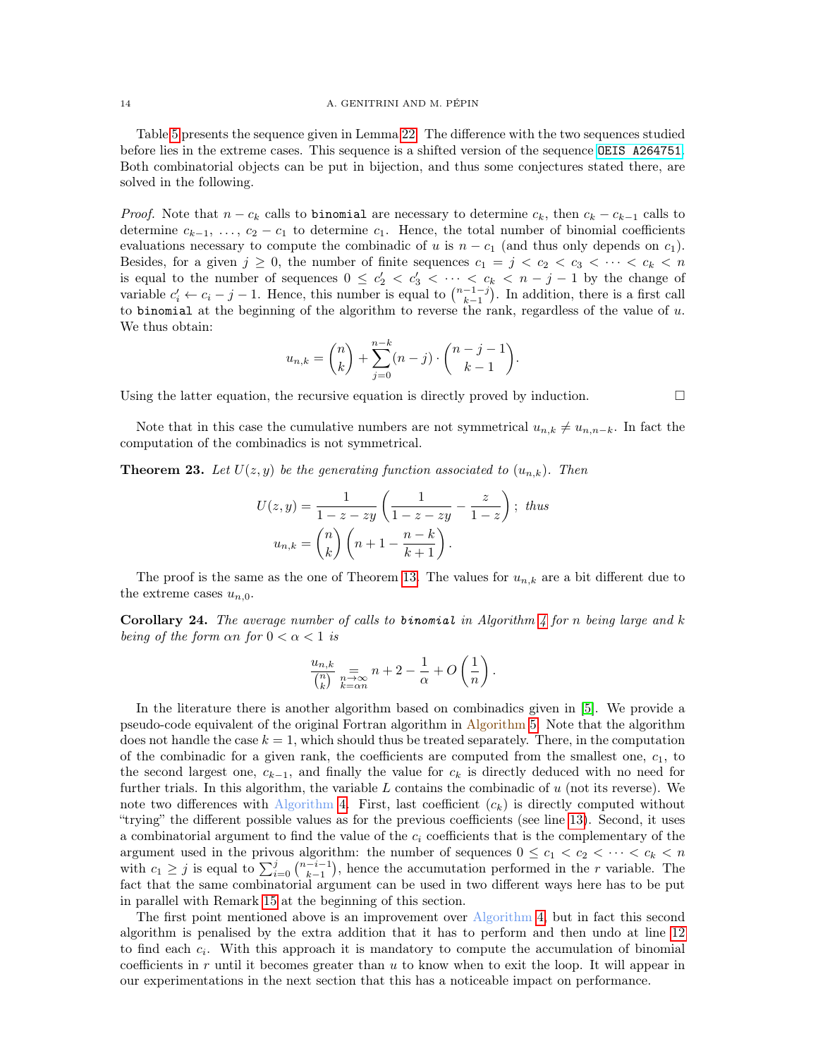Table 5 presents the sequence given in Lemma 22. The difference with the two sequences studied before lies in the extreme cases. This sequence is a shifted version of the sequence `OEIS A264751`. Both combinatorial objects can be put in bijection, and thus some conjectures stated there, are solved in the following.

*Proof.* Note that $n - c_k$ calls to `binomial` are necessary to determine $c_k$, then $c_k - c_{k-1}$ calls to determine $c_{k-1}$, …, $c_2 - c_1$ to determine $c_1$. Hence, the total number of binomial coefficients evaluations necessary to compute the combinadic of $u$ is $n - c_1$ (and thus only depends on $c_1$). Besides, for a given $j \geq 0$, the number of finite sequences $c_1 = j < c_2 < c_3 < \cdots < c_k < n$ is equal to the number of sequences $0 \leq c'_2 < c'_3 < \cdots < c_k < n - j - 1$ by the change of variable $c'_i \leftarrow c_i - j - 1$. Hence, this number is equal to $\binom{n-1-j}{k-1}$. In addition, there is a first call to `binomial` at the beginning of the algorithm to reverse the rank, regardless of the value of $u$. We thus obtain:

$$u_{n,k} = \binom{n}{k} + \sum_{j=0}^{n-k} (n-j) \cdot \binom{n-j-1}{k-1}.$$

Using the latter equation, the recursive equation is directly proved by induction. □

Note that in this case the cumulative numbers are not symmetrical $u_{n,k} \neq u_{n,n-k}$. In fact the computation of the combinadics is not symmetrical.

**Theorem 23.** *Let $U(z, y)$ be the generating function associated to $(u_{n,k})$. Then*

$$U(z, y) = \frac{1}{1 - z - zy} \left( \frac{1}{1 - z - zy} - \frac{z}{1 - z} \right); \text{ thus}$$
$$u_{n,k} = \binom{n}{k} \left( n + 1 - \frac{n-k}{k+1} \right).$$

The proof is the same as the one of Theorem 13. The values for $u_{n,k}$ are a bit different due to the extreme cases $u_{n,0}$.

**Corollary 24.** *The average number of calls to **binomial** in Algorithm 4 for $n$ being large and $k$ being of the form $\alpha n$ for $0 < \alpha < 1$ is*

$$\frac{u_{n,k}}{\binom{n}{k}} \underset{\substack{n \to \infty \\ k = \alpha n}}{=} n + 2 - \frac{1}{\alpha} + O\left(\frac{1}{n}\right).$$

In the literature there is another algorithm based on combinadics given in [5]. We provide a pseudo-code equivalent of the original Fortran algorithm in Algorithm 5. Note that the algorithm does not handle the case $k = 1$, which should thus be treated separately. There, in the computation of the combinadic for a given rank, the coefficients are computed from the smallest one, $c_1$, to the second largest one, $c_{k-1}$, and finally the value for $c_k$ is directly deduced with no need for further trials. In this algorithm, the variable $L$ contains the combinadic of $u$ (not its reverse). We note two differences with Algorithm 4. First, last coefficient ($c_k$) is directly computed without "trying" the different possible values as for the previous coefficients (see line 13). Second, it uses a combinatorial argument to find the value of the $c_i$ coefficients that is the complementary of the argument used in the privous algorithm: the number of sequences $0 \leq c_1 < c_2 < \cdots < c_k < n$ with $c_1 \geq j$ is equal to $\sum_{i=0}^{j} \binom{n-i-1}{k-1}$, hence the accumutation performed in the $r$ variable. The fact that the same combinatorial argument can be used in two different ways here has to be put in parallel with Remark 15 at the beginning of this section.

The first point mentioned above is an improvement over Algorithm 4, but in fact this second algorithm is penalised by the extra addition that it has to perform and then undo at line 12 to find each $c_i$. With this approach it is mandatory to compute the accumulation of binomial coefficients in $r$ until it becomes greater than $u$ to know when to exit the loop. It will appear in our experimentations in the next section that this has a noticeable impact on performance.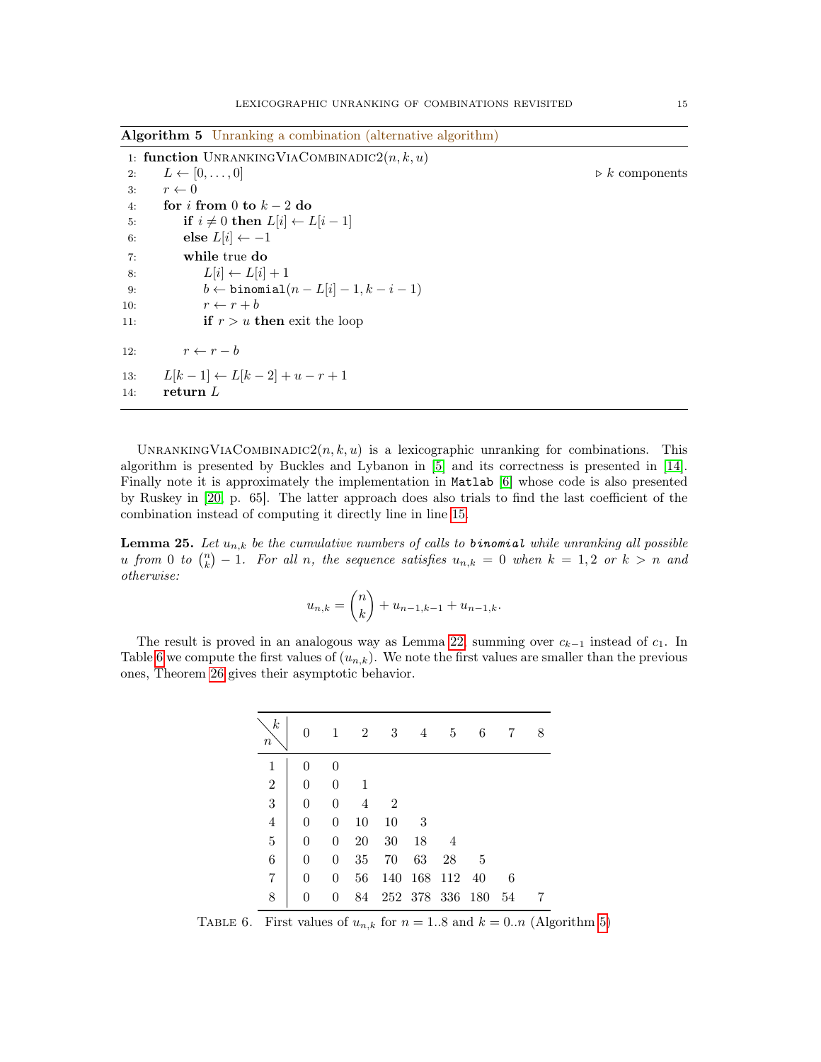**Algorithm 5** Unranking a combination (alternative algorithm)

```
1: function UnrankingViaCombinadic2(n, k, u)
2:     L ← [0, . . . , 0]                                    ▷ k components
3:     r ← 0
4:     for i from 0 to k − 2 do
5:         if i ≠ 0 then L[i] ← L[i − 1]
6:         else L[i] ← −1
7:         while true do
8:             L[i] ← L[i] + 1
9:             b ← binomial(n − L[i] − 1, k − i − 1)
10:            r ← r + b
11:            if r > u then exit the loop
12:        r ← r − b
13:    L[k − 1] ← L[k − 2] + u − r + 1
14:    return L
```

UnrankingViaCombinadic2$(n, k, u)$ is a lexicographic unranking for combinations. This algorithm is presented by Buckles and Lybanon in [5] and its correctness is presented in [14]. Finally note it is approximately the implementation in `Matlab` [6] whose code is also presented by Ruskey in [20, p. 65]. The latter approach does also trials to find the last coefficient of the combination instead of computing it directly line in line 15.

**Lemma 25.** *Let $u_{n,k}$ be the cumulative numbers of calls to* `binomial` *while unranking all possible $u$ from $0$ to $\binom{n}{k} - 1$. For all $n$, the sequence satisfies $u_{n,k} = 0$ when $k = 1, 2$ or $k > n$ and otherwise:*

$$u_{n,k} = \binom{n}{k} + u_{n-1,k-1} + u_{n-1,k}.$$

The result is proved in an analogous way as Lemma 22, summing over $c_{k-1}$ instead of $c_1$. In Table 6 we compute the first values of $(u_{n,k})$. We note the first values are smaller than the previous ones, Theorem 26 gives their asymptotic behavior.

| $n$ \ $k$ | 0 | 1 | 2 | 3 | 4 | 5 | 6 | 7 | 8 |
|---|---|---|---|---|---|---|---|---|---|
| 1 | 0 | 0 | | | | | | | |
| 2 | 0 | 0 | 1 | | | | | | |
| 3 | 0 | 0 | 4 | 2 | | | | | |
| 4 | 0 | 0 | 10 | 10 | 3 | | | | |
| 5 | 0 | 0 | 20 | 30 | 18 | 4 | | | |
| 6 | 0 | 0 | 35 | 70 | 63 | 28 | 5 | | |
| 7 | 0 | 0 | 56 | 140 | 168 | 112 | 40 | 6 | |
| 8 | 0 | 0 | 84 | 252 | 378 | 336 | 180 | 54 | 7 |

Table 6. First values of $u_{n,k}$ for $n = 1..8$ and $k = 0..n$ (Algorithm 5)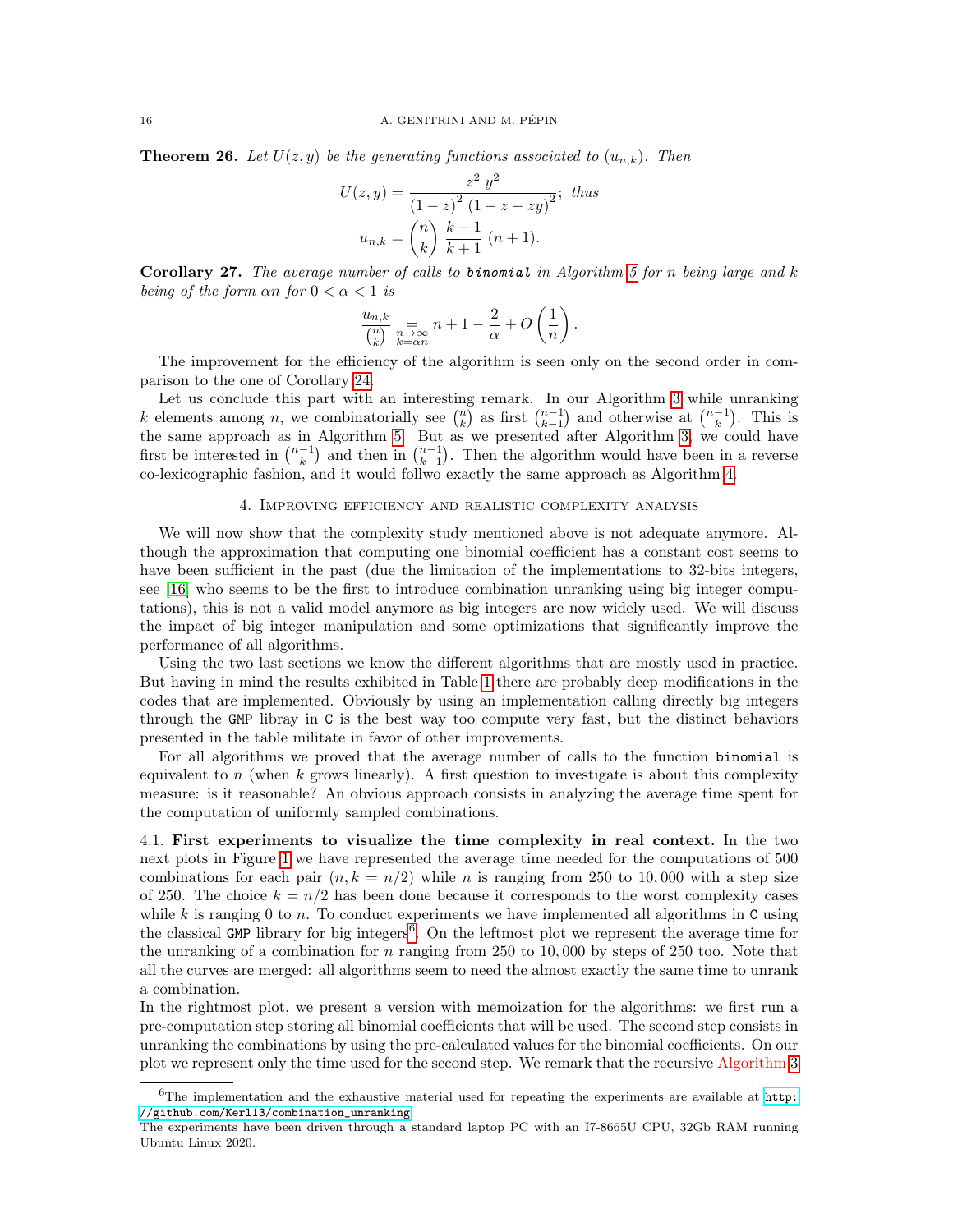**Theorem 26.** *Let $U(z,y)$ be the generating functions associated to $(u_{n,k})$. Then*

$$U(z,y) = \frac{z^2\, y^2}{(1-z)^2\,(1-z-zy)^2}; \text{ thus}$$

$$u_{n,k} = \binom{n}{k}\,\frac{k-1}{k+1}\,(n+1).$$

**Corollary 27.** *The average number of calls to* ***binomial*** *in Algorithm 5 for $n$ being large and $k$ being of the form $\alpha n$ for $0 < \alpha < 1$ is*

$$\frac{u_{n,k}}{\binom{n}{k}} \underset{\substack{n\to\infty \\ k=\alpha n}}{=} n + 1 - \frac{2}{\alpha} + O\left(\frac{1}{n}\right).$$

The improvement for the efficiency of the algorithm is seen only on the second order in comparison to the one of Corollary 24.

Let us conclude this part with an interesting remark. In our Algorithm 3 while unranking $k$ elements among $n$, we combinatorially see $\binom{n}{k}$ as first $\binom{n-1}{k-1}$ and otherwise at $\binom{n-1}{k}$. This is the same approach as in Algorithm 5. But as we presented after Algorithm 3, we could have first be interested in $\binom{n-1}{k}$ and then in $\binom{n-1}{k-1}$. Then the algorithm would have been in a reverse co-lexicographic fashion, and it would follwo exactly the same approach as Algorithm 4.

## 4. Improving efficiency and realistic complexity analysis

We will now show that the complexity study mentioned above is not adequate anymore. Although the approximation that computing one binomial coefficient has a constant cost seems to have been sufficient in the past (due the limitation of the implementations to 32-bits integers, see [16] who seems to be the first to introduce combination unranking using big integer computations), this is not a valid model anymore as big integers are now widely used. We will discuss the impact of big integer manipulation and some optimizations that significantly improve the performance of all algorithms.

Using the two last sections we know the different algorithms that are mostly used in practice. But having in mind the results exhibited in Table 1 there are probably deep modifications in the codes that are implemented. Obviously by using an implementation calling directly big integers through the GMP libray in C is the best way too compute very fast, but the distinct behaviors presented in the table militate in favor of other improvements.

For all algorithms we proved that the average number of calls to the function binomial is equivalent to $n$ (when $k$ grows linearly). A first question to investigate is about this complexity measure: is it reasonable? An obvious approach consists in analyzing the average time spent for the computation of uniformly sampled combinations.

4.1. **First experiments to visualize the time complexity in real context.** In the two next plots in Figure 1 we have represented the average time needed for the computations of 500 combinations for each pair $(n, k = n/2)$ while $n$ is ranging from 250 to 10,000 with a step size of 250. The choice $k = n/2$ has been done because it corresponds to the worst complexity cases while $k$ is ranging 0 to $n$. To conduct experiments we have implemented all algorithms in C using the classical GMP library for big integers[6]. On the leftmost plot we represent the average time for the unranking of a combination for $n$ ranging from 250 to 10,000 by steps of 250 too. Note that all the curves are merged: all algorithms seem to need the almost exactly the same time to unrank a combination.

In the rightmost plot, we present a version with memoization for the algorithms: we first run a pre-computation step storing all binomial coefficients that will be used. The second step consists in unranking the combinations by using the pre-calculated values for the binomial coefficients. On our plot we represent only the time used for the second step. We remark that the recursive Algorithm 3

[6]The implementation and the exhaustive material used for repeating the experiments are available at http://github.com/Kerl13/combination_unranking.
The experiments have been driven through a standard laptop PC with an I7-8665U CPU, 32Gb RAM running Ubuntu Linux 2020.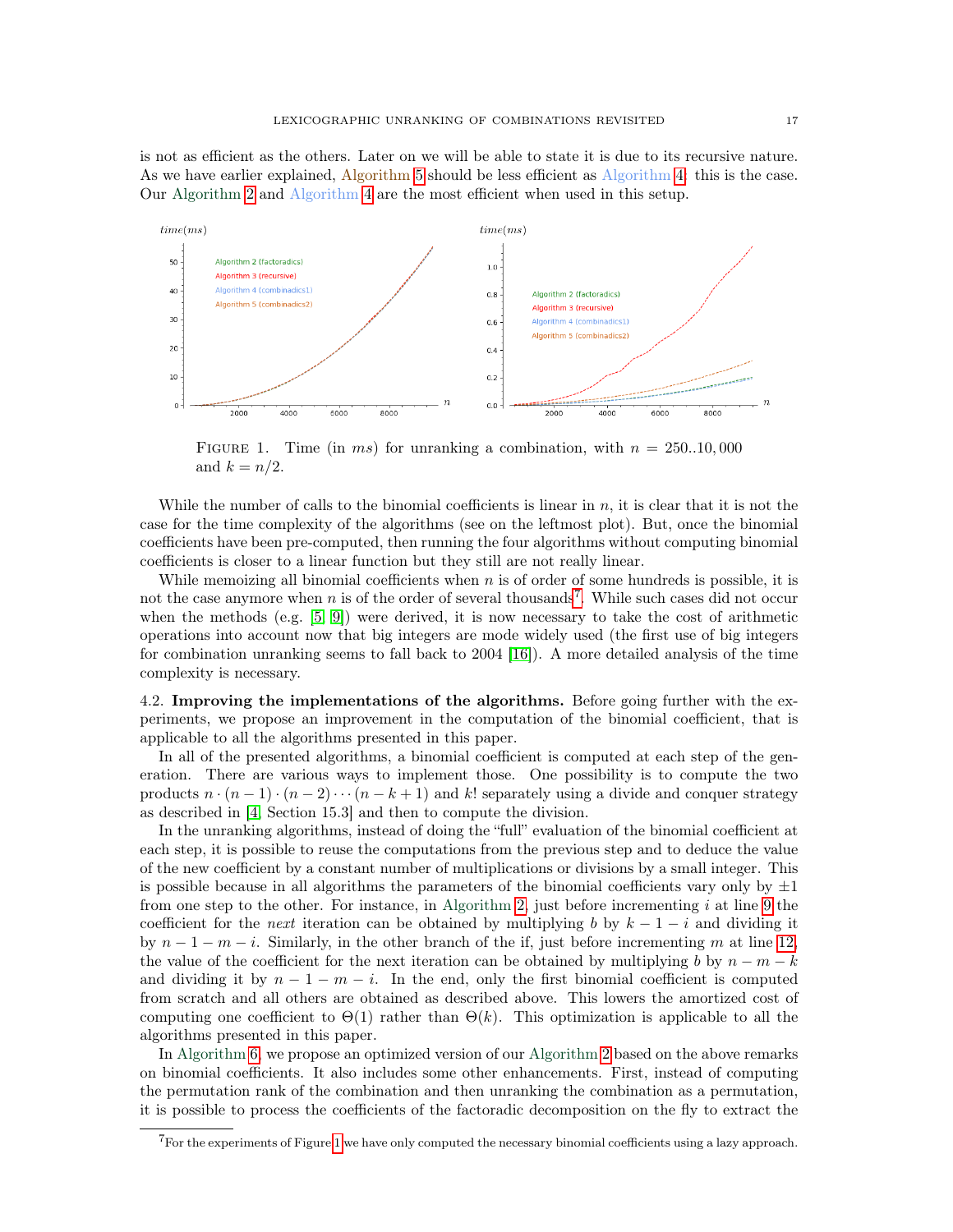is not as efficient as the others. Later on we will be able to state it is due to its recursive nature. As we have earlier explained, Algorithm 5 should be less efficient as Algorithm 4: this is the case. Our Algorithm 2 and Algorithm 4 are the most efficient when used in this setup.

FIGURE 1. Time (in $ms$) for unranking a combination, with $n = 250..10,000$ and $k = n/2$.

While the number of calls to the binomial coefficients is linear in $n$, it is clear that it is not the case for the time complexity of the algorithms (see on the leftmost plot). But, once the binomial coefficients have been pre-computed, then running the four algorithms without computing binomial coefficients is closer to a linear function but they still are not really linear.

While memoizing all binomial coefficients when $n$ is of order of some hundreds is possible, it is not the case anymore when $n$ is of the order of several thousands[7]. While such cases did not occur when the methods (e.g. [5, 9]) were derived, it is now necessary to take the cost of arithmetic operations into account now that big integers are mode widely used (the first use of big integers for combination unranking seems to fall back to 2004 [16]). A more detailed analysis of the time complexity is necessary.

## 4.2. Improving the implementations of the algorithms.

Before going further with the experiments, we propose an improvement in the computation of the binomial coefficient, that is applicable to all the algorithms presented in this paper.

In all of the presented algorithms, a binomial coefficient is computed at each step of the generation. There are various ways to implement those. One possibility is to compute the two products $n \cdot (n-1) \cdot (n-2) \cdots (n-k+1)$ and $k!$ separately using a divide and conquer strategy as described in [4, Section 15.3] and then to compute the division.

In the unranking algorithms, instead of doing the "full" evaluation of the binomial coefficient at each step, it is possible to reuse the computations from the previous step and to deduce the value of the new coefficient by a constant number of multiplications or divisions by a small integer. This is possible because in all algorithms the parameters of the binomial coefficients vary only by $\pm 1$ from one step to the other. For instance, in Algorithm 2, just before incrementing $i$ at line 9 the coefficient for the *next* iteration can be obtained by multiplying $b$ by $k - 1 - i$ and dividing it by $n - 1 - m - i$. Similarly, in the other branch of the if, just before incrementing $m$ at line 12, the value of the coefficient for the next iteration can be obtained by multiplying $b$ by $n - m - k$ and dividing it by $n - 1 - m - i$. In the end, only the first binomial coefficient is computed from scratch and all others are obtained as described above. This lowers the amortized cost of computing one coefficient to $\Theta(1)$ rather than $\Theta(k)$. This optimization is applicable to all the algorithms presented in this paper.

In Algorithm 6, we propose an optimized version of our Algorithm 2 based on the above remarks on binomial coefficients. It also includes some other enhancements. First, instead of computing the permutation rank of the combination and then unranking the combination as a permutation, it is possible to process the coefficients of the factoradic decomposition on the fly to extract the

[7] For the experiments of Figure 1 we have only computed the necessary binomial coefficients using a lazy approach.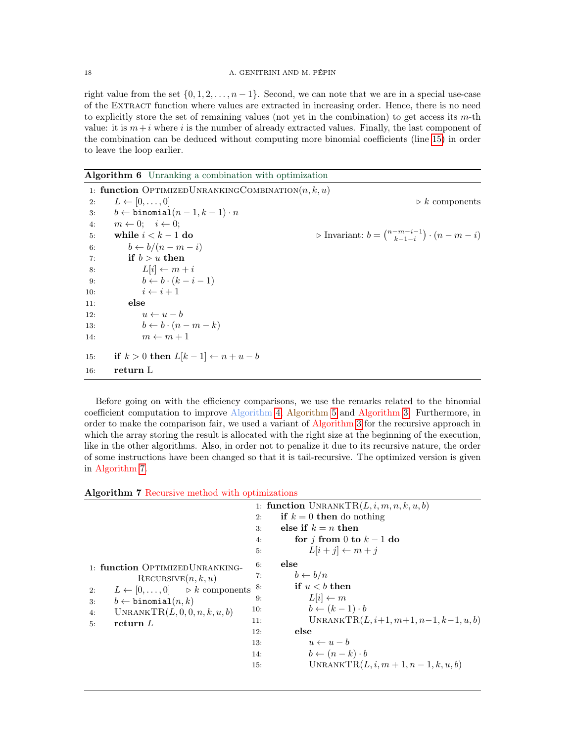right value from the set $\{0, 1, 2, \ldots, n-1\}$. Second, we can note that we are in a special use-case of the EXTRACT function where values are extracted in increasing order. Hence, there is no need to explicitly store the set of remaining values (not yet in the combination) to get access its $m$-th value: it is $m+i$ where $i$ is the number of already extracted values. Finally, the last component of the combination can be deduced without computing more binomial coefficients (line 15) in order to leave the loop earlier.

**Algorithm 6** Unranking a combination with optimization

```
 1: function OptimizedUnrankingCombination(n, k, u)
 2:     L ← [0, . . . , 0]                              ▷ k components
 3:     b ← binomial(n − 1, k − 1) · n
 4:     m ← 0;   i ← 0;
 5:     while i < k − 1 do                ▷ Invariant: b = C(n−m−i−1, k−1−i) · (n − m − i)
 6:         b ← b/(n − m − i)
 7:         if b > u then
 8:             L[i] ← m + i
 9:             b ← b · (k − i − 1)
10:             i ← i + 1
11:         else
12:             u ← u − b
13:             b ← b · (n − m − k)
14:             m ← m + 1
15:     if k > 0 then L[k − 1] ← n + u − b
16:     return L
```

Before going on with the efficiency comparisons, we use the remarks related to the binomial coefficient computation to improve Algorithm 4, Algorithm 5 and Algorithm 3. Furthermore, in order to make the comparison fair, we used a variant of Algorithm 3 for the recursive approach in which the array storing the result is allocated with the right size at the beginning of the execution, like in the other algorithms. Also, in order not to penalize it due to its recursive nature, the order of some instructions have been changed so that it is tail-recursive. The optimized version is given in Algorithm 7.

**Algorithm 7** Recursive method with optimizations

```
1: function OptimizedUnranking-Recursive(n, k, u)
2:     L ← [0, . . . , 0]          ▷ k components
3:     b ← binomial(n, k)
4:     UnrankTR(L, 0, 0, n, k, u, b)
5:     return L
```

```
 1: function UnrankTR(L, i, m, n, k, u, b)
 2:     if k = 0 then do nothing
 3:     else if k = n then
 4:         for j from 0 to k − 1 do
 5:             L[i + j] ← m + j
 6:     else
 7:         b ← b/n
 8:         if u < b then
 9:             L[i] ← m
10:             b ← (k − 1) · b
11:             UnrankTR(L, i+1, m+1, n−1, k−1, u, b)
12:         else
13:             u ← u − b
14:             b ← (n − k) · b
15:             UnrankTR(L, i, m + 1, n − 1, k, u, b)
```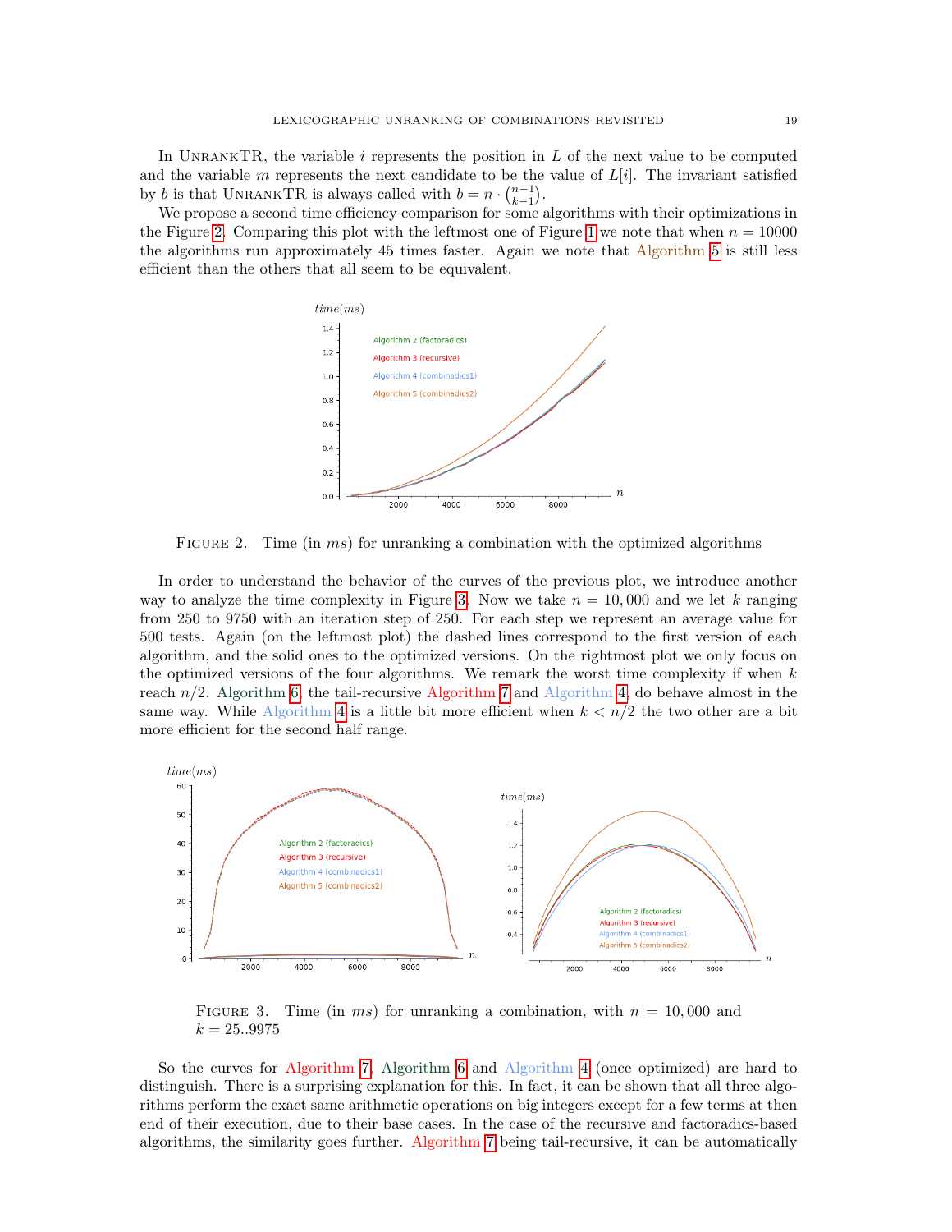In UnrankTR, the variable $i$ represents the position in $L$ of the next value to be computed and the variable $m$ represents the next candidate to be the value of $L[i]$. The invariant satisfied by $b$ is that UnrankTR is always called with $b = n \cdot \binom{n-1}{k-1}$.

We propose a second time efficiency comparison for some algorithms with their optimizations in the Figure 2. Comparing this plot with the leftmost one of Figure 1 we note that when $n = 10000$ the algorithms run approximately 45 times faster. Again we note that Algorithm 5 is still less efficient than the others that all seem to be equivalent.

FIGURE 2. Time (in $ms$) for unranking a combination with the optimized algorithms

In order to understand the behavior of the curves of the previous plot, we introduce another way to analyze the time complexity in Figure 3. Now we take $n = 10,000$ and we let $k$ ranging from 250 to 9750 with an iteration step of 250. For each step we represent an average value for 500 tests. Again (on the leftmost plot) the dashed lines correspond to the first version of each algorithm, and the solid ones to the optimized versions. On the rightmost plot we only focus on the optimized versions of the four algorithms. We remark the worst time complexity if when $k$ reach $n/2$. Algorithm 6, the tail-recursive Algorithm 7 and Algorithm 4, do behave almost in the same way. While Algorithm 4 is a little bit more efficient when $k < n/2$ the two other are a bit more efficient for the second half range.

FIGURE 3. Time (in $ms$) for unranking a combination, with $n = 10,000$ and $k = 25..9975$

So the curves for Algorithm 7, Algorithm 6 and Algorithm 4 (once optimized) are hard to distinguish. There is a surprising explanation for this. In fact, it can be shown that all three algorithms perform the exact same arithmetic operations on big integers except for a few terms at then end of their execution, due to their base cases. In the case of the recursive and factoradics-based algorithms, the similarity goes further. Algorithm 7 being tail-recursive, it can be automatically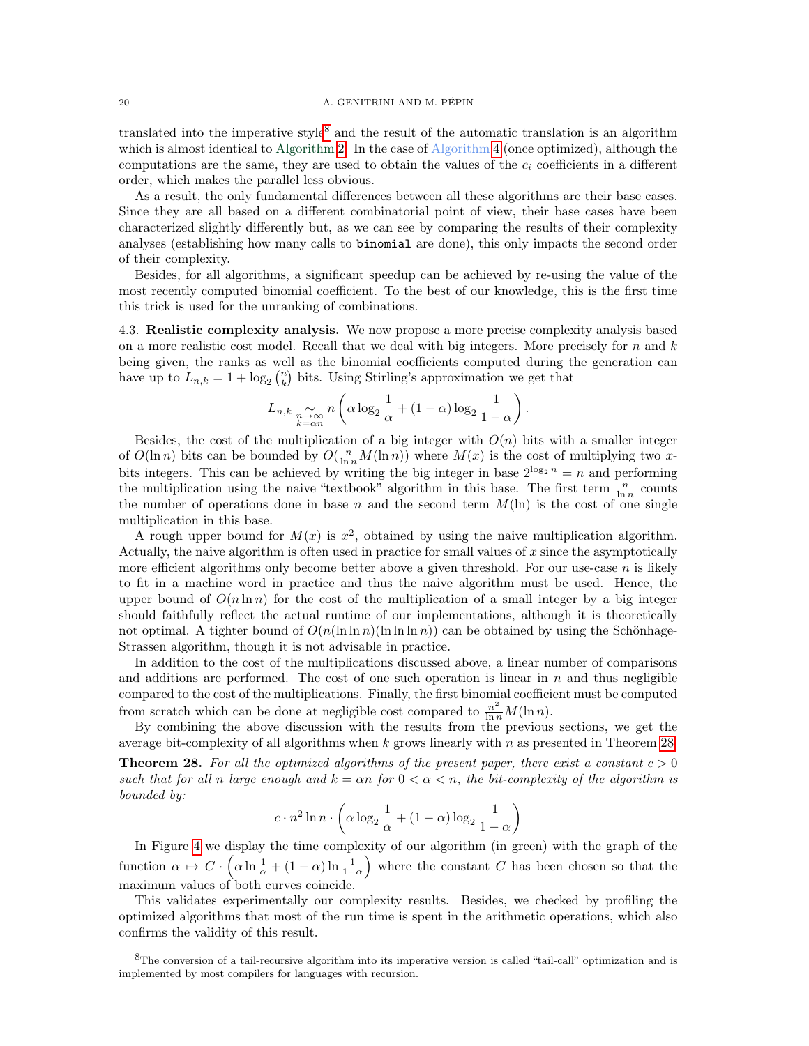translated into the imperative style[8] and the result of the automatic translation is an algorithm which is almost identical to Algorithm 2. In the case of Algorithm 4 (once optimized), although the computations are the same, they are used to obtain the values of the $c_i$ coefficients in a different order, which makes the parallel less obvious.

As a result, the only fundamental differences between all these algorithms are their base cases. Since they are all based on a different combinatorial point of view, their base cases have been characterized slightly differently but, as we can see by comparing the results of their complexity analyses (establishing how many calls to `binomial` are done), this only impacts the second order of their complexity.

Besides, for all algorithms, a significant speedup can be achieved by re-using the value of the most recently computed binomial coefficient. To the best of our knowledge, this is the first time this trick is used for the unranking of combinations.

4.3. **Realistic complexity analysis.** We now propose a more precise complexity analysis based on a more realistic cost model. Recall that we deal with big integers. More precisely for $n$ and $k$ being given, the ranks as well as the binomial coefficients computed during the generation can have up to $L_{n,k} = 1 + \log_2 \binom{n}{k}$ bits. Using Stirling's approximation we get that

$$L_{n,k} \underset{\substack{n\to\infty \\ k=\alpha n}}{\sim} n \left( \alpha \log_2 \frac{1}{\alpha} + (1-\alpha) \log_2 \frac{1}{1-\alpha} \right).$$

Besides, the cost of the multiplication of a big integer with $O(n)$ bits with a smaller integer of $O(\ln n)$ bits can be bounded by $O(\frac{n}{\ln n} M(\ln n))$ where $M(x)$ is the cost of multiplying two $x$-bits integers. This can be achieved by writing the big integer in base $2^{\log_2 n} = n$ and performing the multiplication using the naive "textbook" algorithm in this base. The first term $\frac{n}{\ln n}$ counts the number of operations done in base $n$ and the second term $M(\ln)$ is the cost of one single multiplication in this base.

A rough upper bound for $M(x)$ is $x^2$, obtained by using the naive multiplication algorithm. Actually, the naive algorithm is often used in practice for small values of $x$ since the asymptotically more efficient algorithms only become better above a given threshold. For our use-case $n$ is likely to fit in a machine word in practice and thus the naive algorithm must be used. Hence, the upper bound of $O(n \ln n)$ for the cost of the multiplication of a small integer by a big integer should faithfully reflect the actual runtime of our implementations, although it is theoretically not optimal. A tighter bound of $O(n(\ln \ln n)(\ln \ln \ln n))$ can be obtained by using the Schönhage-Strassen algorithm, though it is not advisable in practice.

In addition to the cost of the multiplications discussed above, a linear number of comparisons and additions are performed. The cost of one such operation is linear in $n$ and thus negligible compared to the cost of the multiplications. Finally, the first binomial coefficient must be computed from scratch which can be done at negligible cost compared to $\frac{n^2}{\ln n} M(\ln n)$.

By combining the above discussion with the results from the previous sections, we get the average bit-complexity of all algorithms when $k$ grows linearly with $n$ as presented in Theorem 28.

**Theorem 28.** *For all the optimized algorithms of the present paper, there exist a constant $c > 0$ such that for all $n$ large enough and $k = \alpha n$ for $0 < \alpha < n$, the bit-complexity of the algorithm is bounded by:*

$$c \cdot n^2 \ln n \cdot \left( \alpha \log_2 \frac{1}{\alpha} + (1-\alpha) \log_2 \frac{1}{1-\alpha} \right)$$

In Figure 4 we display the time complexity of our algorithm (in green) with the graph of the function $\alpha \mapsto C \cdot \left( \alpha \ln \frac{1}{\alpha} + (1-\alpha) \ln \frac{1}{1-\alpha} \right)$ where the constant $C$ has been chosen so that the maximum values of both curves coincide.

This validates experimentally our complexity results. Besides, we checked by profiling the optimized algorithms that most of the run time is spent in the arithmetic operations, which also confirms the validity of this result.

---

[8] The conversion of a tail-recursive algorithm into its imperative version is called "tail-call" optimization and is implemented by most compilers for languages with recursion.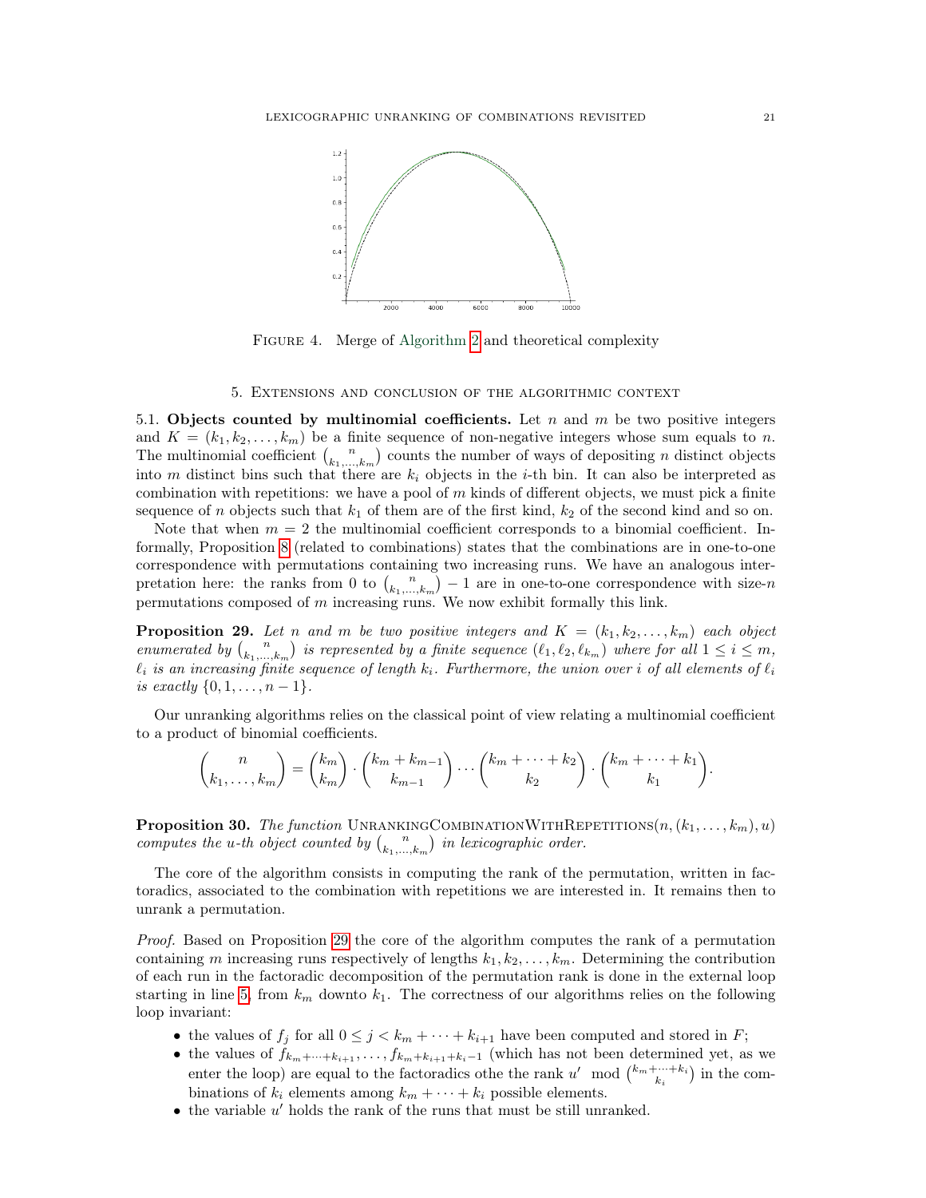Figure 4. Merge of Algorithm 2 and theoretical complexity

## 5. Extensions and conclusion of the algorithmic context

5.1. **Objects counted by multinomial coefficients.** Let $n$ and $m$ be two positive integers and $K = (k_1, k_2, \ldots, k_m)$ be a finite sequence of non-negative integers whose sum equals to $n$. The multinomial coefficient $\binom{n}{k_1,\ldots,k_m}$ counts the number of ways of depositing $n$ distinct objects into $m$ distinct bins such that there are $k_i$ objects in the $i$-th bin. It can also be interpreted as combination with repetitions: we have a pool of $m$ kinds of different objects, we must pick a finite sequence of $n$ objects such that $k_1$ of them are of the first kind, $k_2$ of the second kind and so on.

Note that when $m = 2$ the multinomial coefficient corresponds to a binomial coefficient. Informally, Proposition 8 (related to combinations) states that the combinations are in one-to-one correspondence with permutations containing two increasing runs. We have an analogous interpretation here: the ranks from 0 to $\binom{n}{k_1,\ldots,k_m} - 1$ are in one-to-one correspondence with size-$n$ permutations composed of $m$ increasing runs. We now exhibit formally this link.

**Proposition 29.** *Let $n$ and $m$ be two positive integers and $K = (k_1, k_2, \ldots, k_m)$ each object enumerated by $\binom{n}{k_1,\ldots,k_m}$ is represented by a finite sequence $(\ell_1, \ell_2, \ell_{k_m})$ where for all $1 \le i \le m$, $\ell_i$ is an increasing finite sequence of length $k_i$. Furthermore, the union over $i$ of all elements of $\ell_i$ is exactly $\{0, 1, \ldots, n-1\}$.*

Our unranking algorithms relies on the classical point of view relating a multinomial coefficient to a product of binomial coefficients.

$$\binom{n}{k_1,\ldots,k_m} = \binom{k_m}{k_m} \cdot \binom{k_m + k_{m-1}}{k_{m-1}} \cdots \binom{k_m + \cdots + k_2}{k_2} \cdot \binom{k_m + \cdots + k_1}{k_1}.$$

**Proposition 30.** *The function* UnrankingCombinationWithRepetitions$(n, (k_1, \ldots, k_m), u)$ *computes the $u$-th object counted by $\binom{n}{k_1,\ldots,k_m}$ in lexicographic order.*

The core of the algorithm consists in computing the rank of the permutation, written in factoradics, associated to the combination with repetitions we are interested in. It remains then to unrank a permutation.

*Proof.* Based on Proposition 29 the core of the algorithm computes the rank of a permutation containing $m$ increasing runs respectively of lengths $k_1, k_2, \ldots, k_m$. Determining the contribution of each run in the factoradic decomposition of the permutation rank is done in the external loop starting in line 5, from $k_m$ downto $k_1$. The correctness of our algorithms relies on the following loop invariant:

- the values of $f_j$ for all $0 \le j < k_m + \cdots + k_{i+1}$ have been computed and stored in $F$;
- the values of $f_{k_m+\cdots+k_{i+1}}, \ldots, f_{k_m+k_{i+1}+k_i-1}$ (which has not been determined yet, as we enter the loop) are equal to the factoradics othe the rank $u' \mod \binom{k_m+\cdots+k_i}{k_i}$ in the combinations of $k_i$ elements among $k_m + \cdots + k_i$ possible elements.
- the variable $u'$ holds the rank of the runs that must be still unranked.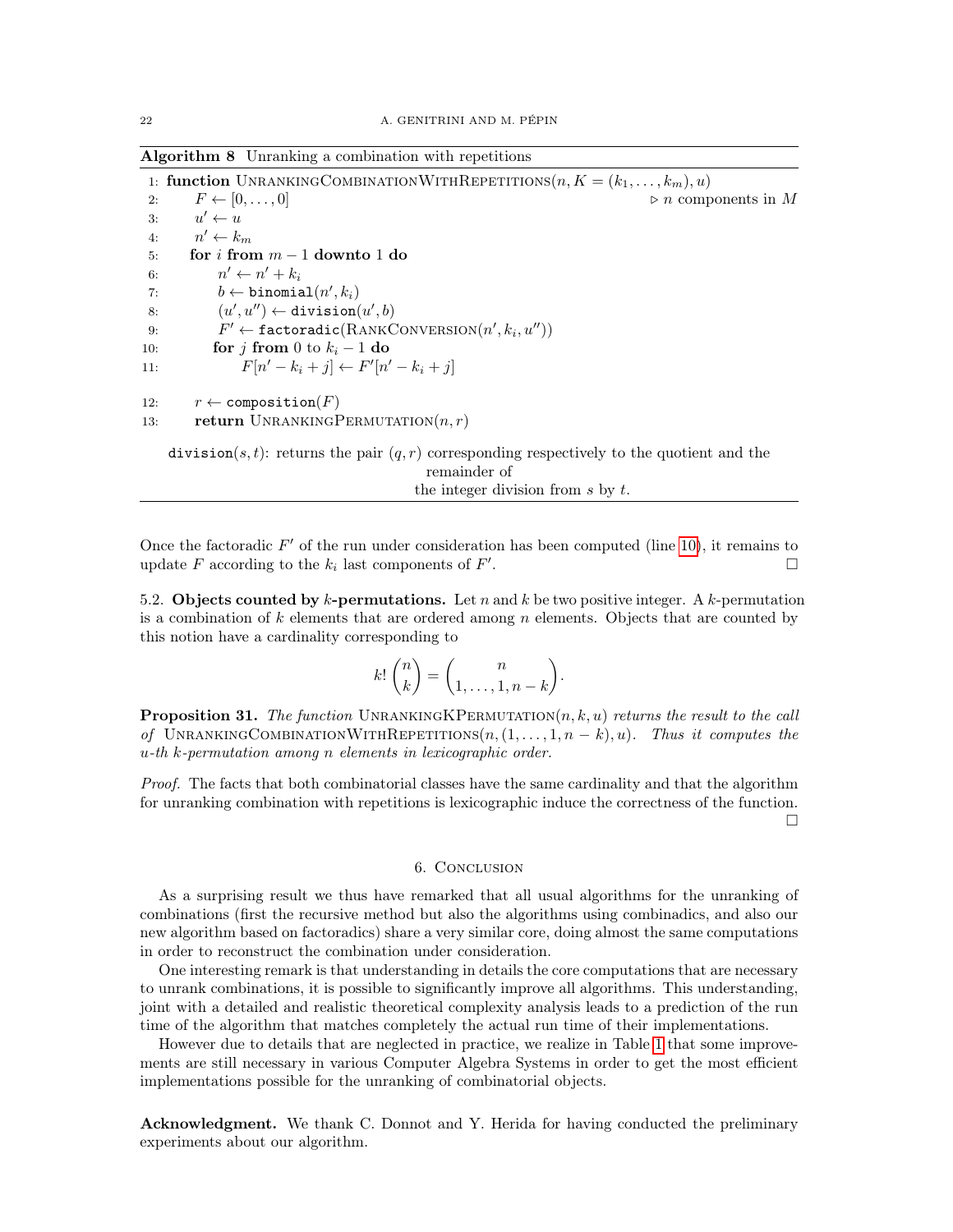**Algorithm 8** Unraking a combination with repetitions

```
1: function UnrankingCombinationWithRepetitions(n, K = (k_1, ..., k_m), u)
2:     F ← [0, ..., 0]                                  ▷ n components in M
3:     u' ← u
4:     n' ← k_m
5:     for i from m − 1 downto 1 do
6:         n' ← n' + k_i
7:         b ← binomial(n', k_i)
8:         (u', u'') ← division(u', b)
9:         F' ← factoradic(RankConversion(n', k_i, u''))
10:        for j from 0 to k_i − 1 do
11:            F[n' − k_i + j] ← F'[n' − k_i + j]
12:    r ← composition(F)
13:    return UnrankingPermutation(n, r)
```

division$(s, t)$: returns the pair $(q, r)$ corresponding respectively to the quotient and the remainder of the integer division from $s$ by $t$.

Once the factoradic $F'$ of the run under consideration has been computed (line 10), it remains to update $F$ according to the $k_i$ last components of $F'$. □

5.2. **Objects counted by $k$-permutations.** Let $n$ and $k$ be two positive integer. A $k$-permutation is a combination of $k$ elements that are ordered among $n$ elements. Objects that are counted by this notion have a cardinality corresponding to

$$k!\binom{n}{k} = \binom{n}{1, \ldots, 1, n-k}.$$

**Proposition 31.** *The function* UnrankingKPermutation$(n, k, u)$ *returns the result to the call of* UnrankingCombinationWithRepetitions$(n, (1, \ldots, 1, n-k), u)$. *Thus it computes the $u$-th $k$-permutation among $n$ elements in lexicographic order.*

*Proof.* The facts that both combinatorial classes have the same cardinality and that the algorithm for unranking combination with repetitions is lexicographic induce the correctness of the function. □

## 6. Conclusion

As a surprising result we thus have remarked that all usual algorithms for the unranking of combinations (first the recursive method but also the algorithms using combinadics, and also our new algorithm based on factoradics) share a very similar core, doing almost the same computations in order to reconstruct the combination under consideration.

One interesting remark is that understanding in details the core computations that are necessary to unrank combinations, it is possible to significantly improve all algorithms. This understanding, joint with a detailed and realistic theoretical complexity analysis leads to a prediction of the run time of the algorithm that matches completely the actual run time of their implementations.

However due to details that are neglected in practice, we realize in Table 1 that some improvements are still necessary in various Computer Algebra Systems in order to get the most efficient implementations possible for the unranking of combinatorial objects.

**Acknowledgment.** We thank C. Donnot and Y. Herida for having conducted the preliminary experiments about our algorithm.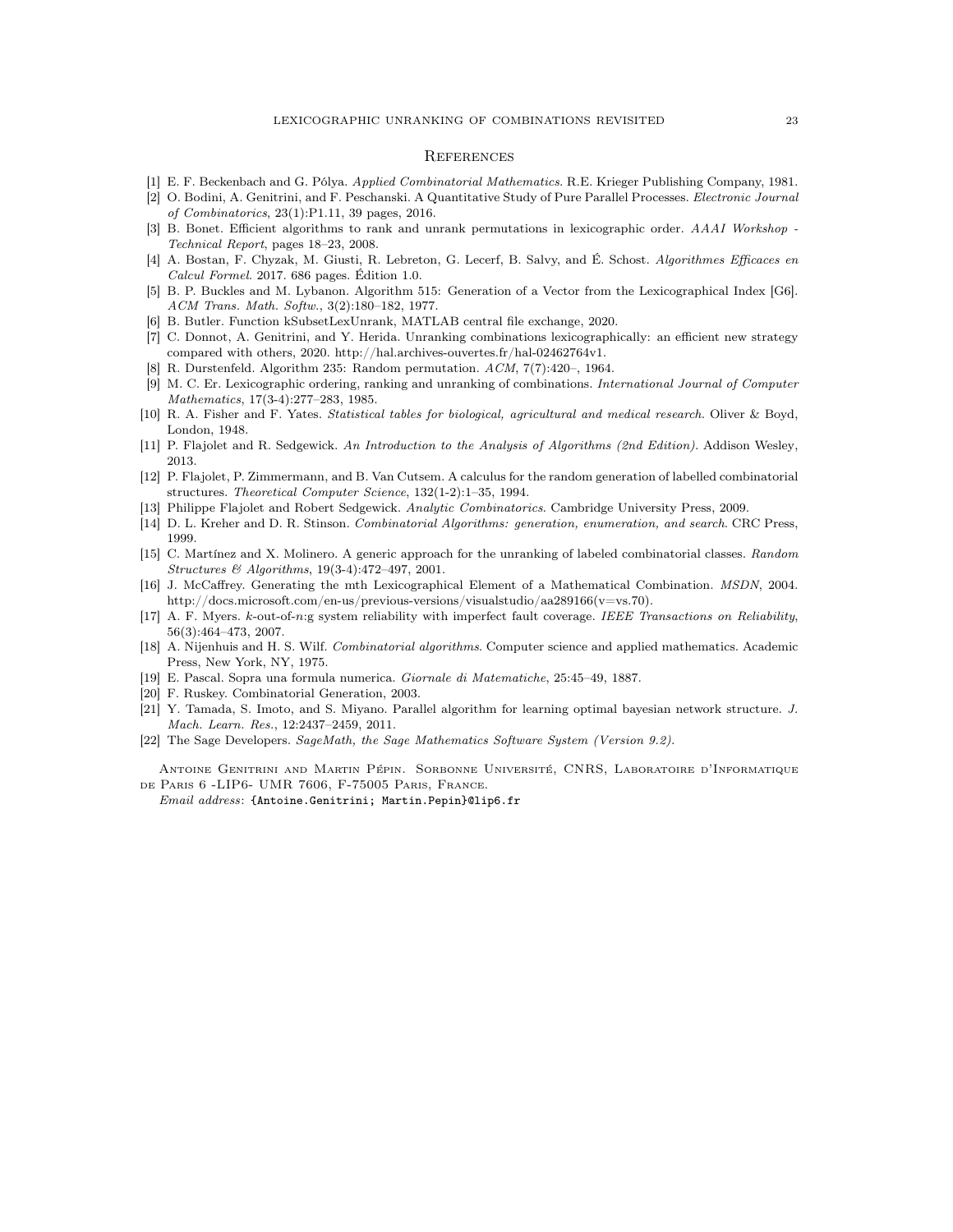## References

[1] E. F. Beckenbach and G. Pólya. *Applied Combinatorial Mathematics*. R.E. Krieger Publishing Company, 1981.

[2] O. Bodini, A. Genitrini, and F. Peschanski. A Quantitative Study of Pure Parallel Processes. *Electronic Journal of Combinatorics*, 23(1):P1.11, 39 pages, 2016.

[3] B. Bonet. Efficient algorithms to rank and unrank permutations in lexicographic order. *AAAI Workshop - Technical Report*, pages 18–23, 2008.

[4] A. Bostan, F. Chyzak, M. Giusti, R. Lebreton, G. Lecerf, B. Salvy, and É. Schost. *Algorithmes Efficaces en Calcul Formel*. 2017. 686 pages. Édition 1.0.

[5] B. P. Buckles and M. Lybanon. Algorithm 515: Generation of a Vector from the Lexicographical Index [G6]. *ACM Trans. Math. Softw.*, 3(2):180–182, 1977.

[6] B. Butler. Function kSubsetLexUnrank, MATLAB central file exchange, 2020.

[7] C. Donnot, A. Genitrini, and Y. Herida. Unranking combinations lexicographically: an efficient new strategy compared with others, 2020. http://hal.archives-ouvertes.fr/hal-02462764v1.

[8] R. Durstenfeld. Algorithm 235: Random permutation. *ACM*, 7(7):420–, 1964.

[9] M. C. Er. Lexicographic ordering, ranking and unranking of combinations. *International Journal of Computer Mathematics*, 17(3-4):277–283, 1985.

[10] R. A. Fisher and F. Yates. *Statistical tables for biological, agricultural and medical research*. Oliver & Boyd, London, 1948.

[11] P. Flajolet and R. Sedgewick. *An Introduction to the Analysis of Algorithms (2nd Edition)*. Addison Wesley, 2013.

[12] P. Flajolet, P. Zimmermann, and B. Van Cutsem. A calculus for the random generation of labelled combinatorial structures. *Theoretical Computer Science*, 132(1-2):1–35, 1994.

[13] Philippe Flajolet and Robert Sedgewick. *Analytic Combinatorics*. Cambridge University Press, 2009.

[14] D. L. Kreher and D. R. Stinson. *Combinatorial Algorithms: generation, enumeration, and search*. CRC Press, 1999.

[15] C. Martínez and X. Molinero. A generic approach for the unranking of labeled combinatorial classes. *Random Structures & Algorithms*, 19(3-4):472–497, 2001.

[16] J. McCaffrey. Generating the mth Lexicographical Element of a Mathematical Combination. *MSDN*, 2004. http://docs.microsoft.com/en-us/previous-versions/visualstudio/aa289166(v=vs.70).

[17] A. F. Myers. $k$-out-of-$n$:g system reliability with imperfect fault coverage. *IEEE Transactions on Reliability*, 56(3):464–473, 2007.

[18] A. Nijenhuis and H. S. Wilf. *Combinatorial algorithms*. Computer science and applied mathematics. Academic Press, New York, NY, 1975.

[19] E. Pascal. Sopra una formula numerica. *Giornale di Matematiche*, 25:45–49, 1887.

[20] F. Ruskey. Combinatorial Generation, 2003.

[21] Y. Tamada, S. Imoto, and S. Miyano. Parallel algorithm for learning optimal bayesian network structure. *J. Mach. Learn. Res.*, 12:2437–2459, 2011.

[22] The Sage Developers. *SageMath, the Sage Mathematics Software System (Version 9.2)*.

Antoine Genitrini and Martin Pépin. Sorbonne Université, CNRS, Laboratoire d'Informatique de Paris 6 -LIP6- UMR 7606, F-75005 Paris, France.

*Email address*: {Antoine.Genitrini; Martin.Pepin}@lip6.fr